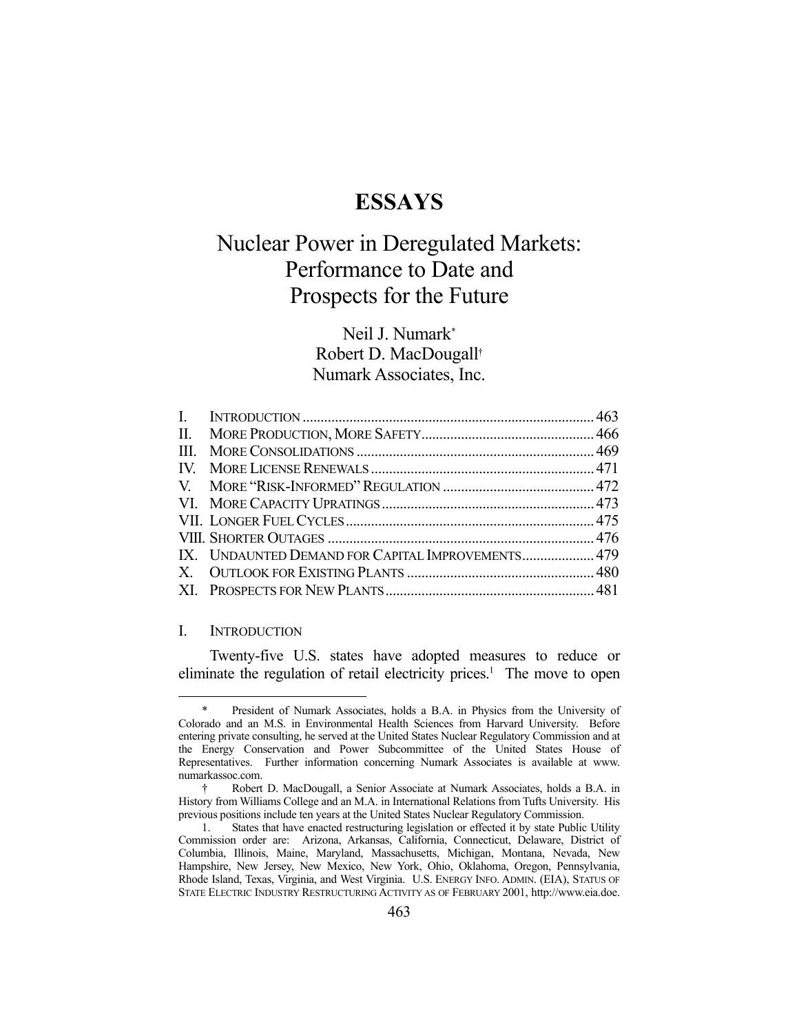# ESSAYS

## Nuclear Power in Deregulated Markets: Performance to Date and Prospects for the Future

Neil J. Numark*
Robert D. MacDougall†
Numark Associates, Inc.

| | | |
|---|---|---|
| I. | INTRODUCTION | 463 |
| II. | MORE PRODUCTION, MORE SAFETY | 466 |
| III. | MORE CONSOLIDATIONS | 469 |
| IV. | MORE LICENSE RENEWALS | 471 |
| V. | MORE "RISK-INFORMED" REGULATION | 472 |
| VI. | MORE CAPACITY UPRATINGS | 473 |
| VII. | LONGER FUEL CYCLES | 475 |
| VIII. | SHORTER OUTAGES | 476 |
| IX. | UNDAUNTED DEMAND FOR CAPITAL IMPROVEMENTS | 479 |
| X. | OUTLOOK FOR EXISTING PLANTS | 480 |
| XI. | PROSPECTS FOR NEW PLANTS | 481 |

### I. INTRODUCTION

Twenty-five U.S. states have adopted measures to reduce or eliminate the regulation of retail electricity prices.[1] The move to open

---

\* President of Numark Associates, holds a B.A. in Physics from the University of Colorado and an M.S. in Environmental Health Sciences from Harvard University. Before entering private consulting, he served at the United States Nuclear Regulatory Commission and at the Energy Conservation and Power Subcommittee of the United States House of Representatives. Further information concerning Numark Associates is available at www.numarkassoc.com.

† Robert D. MacDougall, a Senior Associate at Numark Associates, holds a B.A. in History from Williams College and an M.A. in International Relations from Tufts University. His previous positions include ten years at the United States Nuclear Regulatory Commission.

1. States that have enacted restructuring legislation or effected it by state Public Utility Commission order are: Arizona, Arkansas, California, Connecticut, Delaware, District of Columbia, Illinois, Maine, Maryland, Massachusetts, Michigan, Montana, Nevada, New Hampshire, New Jersey, New Mexico, New York, Ohio, Oklahoma, Oregon, Pennsylvania, Rhode Island, Texas, Virginia, and West Virginia. U.S. ENERGY INFO. ADMIN. (EIA), STATUS OF STATE ELECTRIC INDUSTRY RESTRUCTURING ACTIVITY AS OF FEBRUARY 2001, http://www.eia.doe.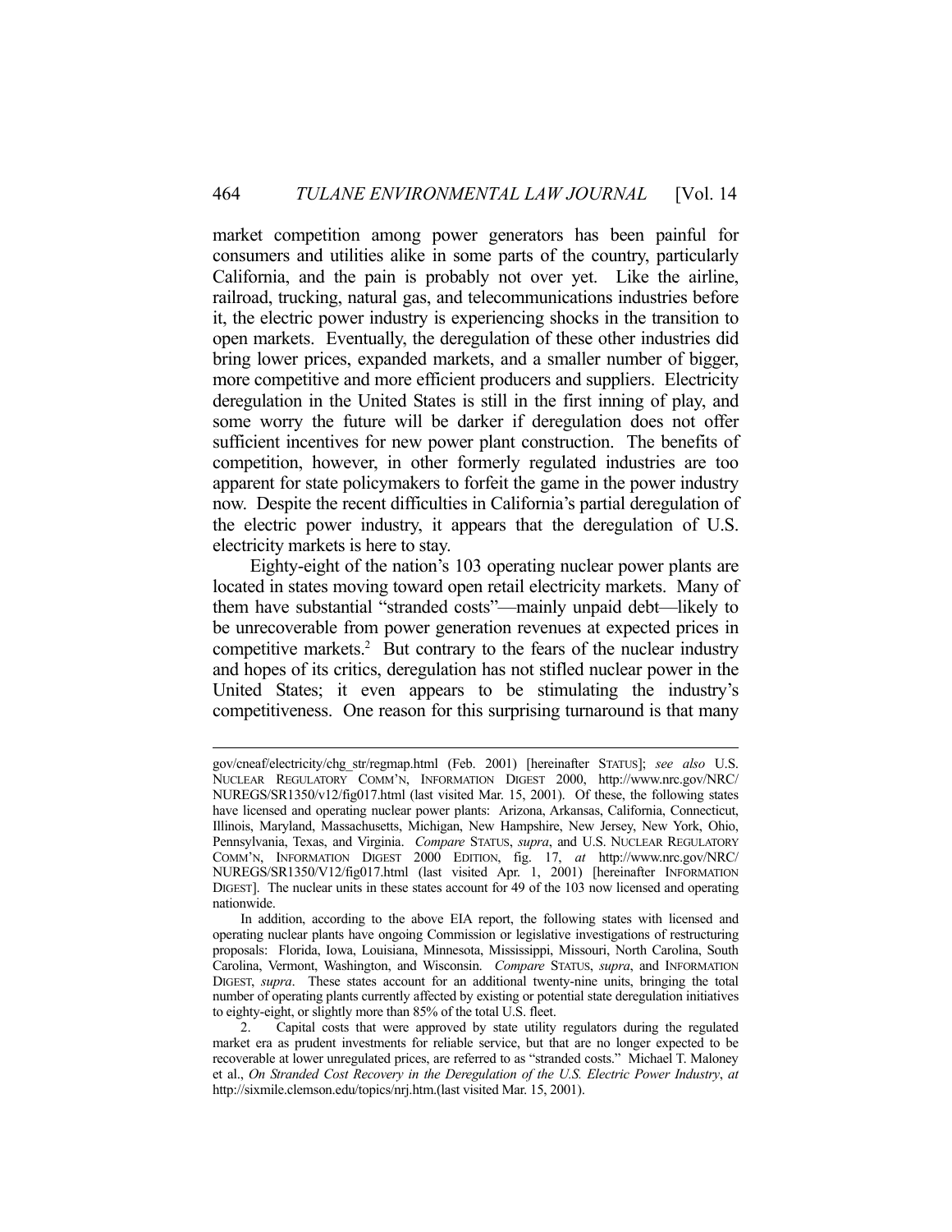market competition among power generators has been painful for consumers and utilities alike in some parts of the country, particularly California, and the pain is probably not over yet. Like the airline, railroad, trucking, natural gas, and telecommunications industries before it, the electric power industry is experiencing shocks in the transition to open markets. Eventually, the deregulation of these other industries did bring lower prices, expanded markets, and a smaller number of bigger, more competitive and more efficient producers and suppliers. Electricity deregulation in the United States is still in the first inning of play, and some worry the future will be darker if deregulation does not offer sufficient incentives for new power plant construction. The benefits of competition, however, in other formerly regulated industries are too apparent for state policymakers to forfeit the game in the power industry now. Despite the recent difficulties in California's partial deregulation of the electric power industry, it appears that the deregulation of U.S. electricity markets is here to stay.

Eighty-eight of the nation's 103 operating nuclear power plants are located in states moving toward open retail electricity markets. Many of them have substantial "stranded costs"—mainly unpaid debt—likely to be unrecoverable from power generation revenues at expected prices in competitive markets.[2] But contrary to the fears of the nuclear industry and hopes of its critics, deregulation has not stifled nuclear power in the United States; it even appears to be stimulating the industry's competitiveness. One reason for this surprising turnaround is that many

---

gov/cneaf/electricity/chg_str/regmap.html (Feb. 2001) [hereinafter STATUS]; *see also* U.S. NUCLEAR REGULATORY COMM'N, INFORMATION DIGEST 2000, http://www.nrc.gov/NRC/NUREGS/SR1350/v12/fig017.html (last visited Mar. 15, 2001). Of these, the following states have licensed and operating nuclear power plants: Arizona, Arkansas, California, Connecticut, Illinois, Maryland, Massachusetts, Michigan, New Hampshire, New Jersey, New York, Ohio, Pennsylvania, Texas, and Virginia. *Compare* STATUS, *supra*, and U.S. NUCLEAR REGULATORY COMM'N, INFORMATION DIGEST 2000 EDITION, fig. 17, *at* http://www.nrc.gov/NRC/NUREGS/SR1350/V12/fig017.html (last visited Apr. 1, 2001) [hereinafter INFORMATION DIGEST]. The nuclear units in these states account for 49 of the 103 now licensed and operating nationwide.

In addition, according to the above EIA report, the following states with licensed and operating nuclear plants have ongoing Commission or legislative investigations of restructuring proposals: Florida, Iowa, Louisiana, Minnesota, Mississippi, Missouri, North Carolina, South Carolina, Vermont, Washington, and Wisconsin. *Compare* STATUS, *supra*, and INFORMATION DIGEST, *supra*. These states account for an additional twenty-nine units, bringing the total number of operating plants currently affected by existing or potential state deregulation initiatives to eighty-eight, or slightly more than 85% of the total U.S. fleet.

2. Capital costs that were approved by state utility regulators during the regulated market era as prudent investments for reliable service, but that are no longer expected to be recoverable at lower unregulated prices, are referred to as "stranded costs." Michael T. Maloney et al., *On Stranded Cost Recovery in the Deregulation of the U.S. Electric Power Industry*, *at* http://sixmile.clemson.edu/topics/nrj.htm.(last visited Mar. 15, 2001).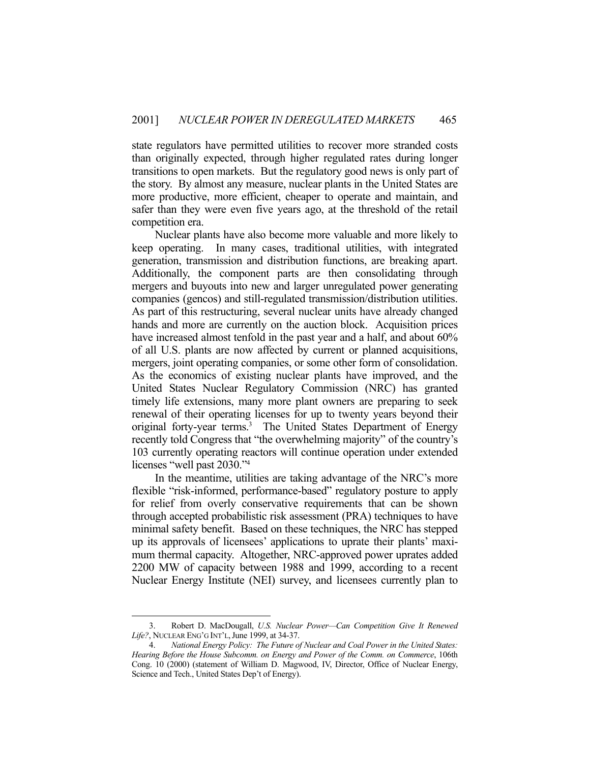state regulators have permitted utilities to recover more stranded costs than originally expected, through higher regulated rates during longer transitions to open markets. But the regulatory good news is only part of the story. By almost any measure, nuclear plants in the United States are more productive, more efficient, cheaper to operate and maintain, and safer than they were even five years ago, at the threshold of the retail competition era.

Nuclear plants have also become more valuable and more likely to keep operating. In many cases, traditional utilities, with integrated generation, transmission and distribution functions, are breaking apart. Additionally, the component parts are then consolidating through mergers and buyouts into new and larger unregulated power generating companies (gencos) and still-regulated transmission/distribution utilities. As part of this restructuring, several nuclear units have already changed hands and more are currently on the auction block. Acquisition prices have increased almost tenfold in the past year and a half, and about 60% of all U.S. plants are now affected by current or planned acquisitions, mergers, joint operating companies, or some other form of consolidation. As the economics of existing nuclear plants have improved, and the United States Nuclear Regulatory Commission (NRC) has granted timely life extensions, many more plant owners are preparing to seek renewal of their operating licenses for up to twenty years beyond their original forty-year terms.[3] The United States Department of Energy recently told Congress that "the overwhelming majority" of the country's 103 currently operating reactors will continue operation under extended licenses "well past 2030."[4]

In the meantime, utilities are taking advantage of the NRC's more flexible "risk-informed, performance-based" regulatory posture to apply for relief from overly conservative requirements that can be shown through accepted probabilistic risk assessment (PRA) techniques to have minimal safety benefit. Based on these techniques, the NRC has stepped up its approvals of licensees' applications to uprate their plants' maximum thermal capacity. Altogether, NRC-approved power uprates added 2200 MW of capacity between 1988 and 1999, according to a recent Nuclear Energy Institute (NEI) survey, and licensees currently plan to

---

3. Robert D. MacDougall, *U.S. Nuclear Power—Can Competition Give It Renewed Life?*, NUCLEAR ENG'G INT'L, June 1999, at 34-37.

4. *National Energy Policy: The Future of Nuclear and Coal Power in the United States: Hearing Before the House Subcomm. on Energy and Power of the Comm. on Commerce*, 106th Cong. 10 (2000) (statement of William D. Magwood, IV, Director, Office of Nuclear Energy, Science and Tech., United States Dep't of Energy).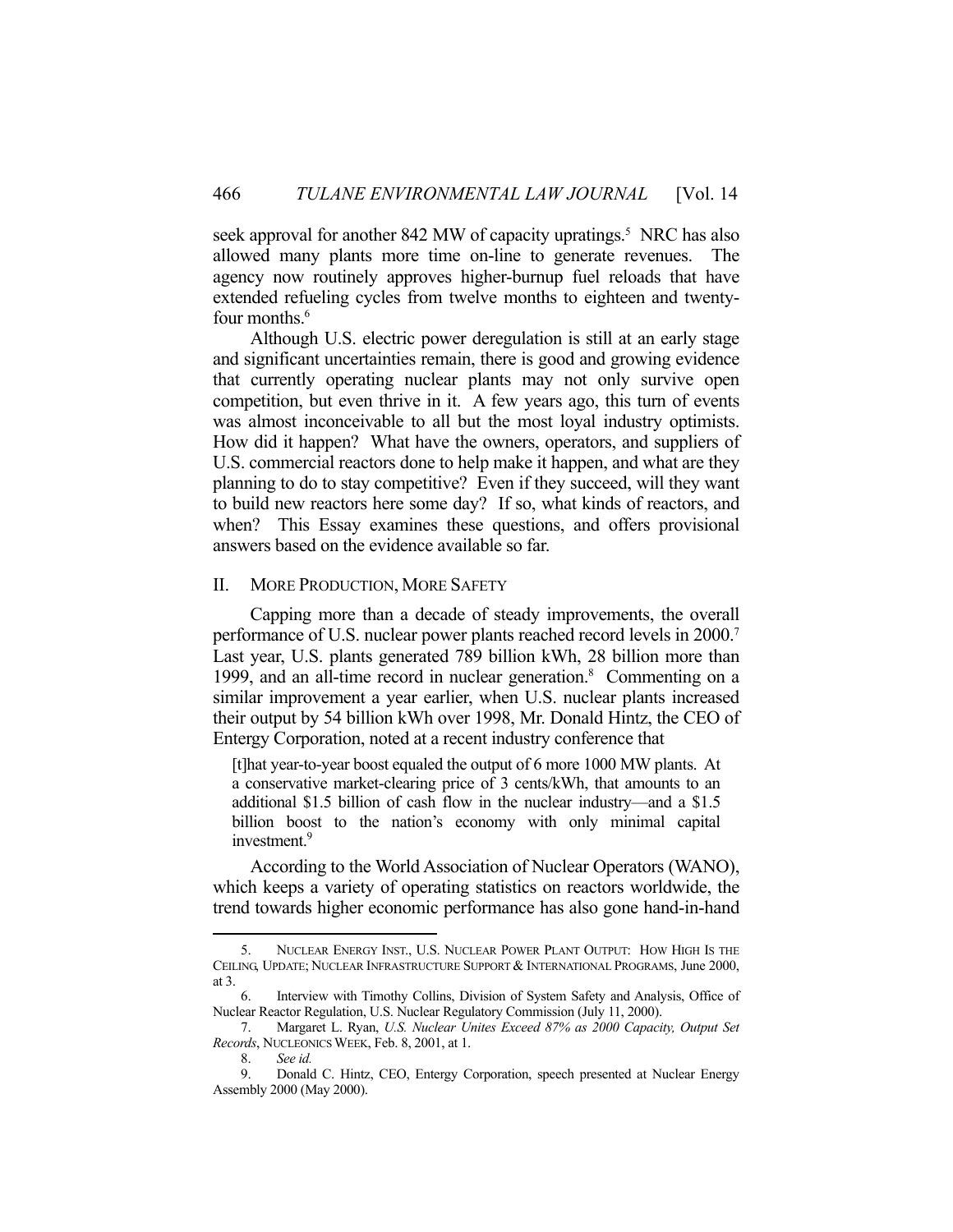seek approval for another 842 MW of capacity upratings.[5] NRC has also allowed many plants more time on-line to generate revenues. The agency now routinely approves higher-burnup fuel reloads that have extended refueling cycles from twelve months to eighteen and twenty-four months.[6]

Although U.S. electric power deregulation is still at an early stage and significant uncertainties remain, there is good and growing evidence that currently operating nuclear plants may not only survive open competition, but even thrive in it. A few years ago, this turn of events was almost inconceivable to all but the most loyal industry optimists. How did it happen? What have the owners, operators, and suppliers of U.S. commercial reactors done to help make it happen, and what are they planning to do to stay competitive? Even if they succeed, will they want to build new reactors here some day? If so, what kinds of reactors, and when? This Essay examines these questions, and offers provisional answers based on the evidence available so far.

## II. MORE PRODUCTION, MORE SAFETY

Capping more than a decade of steady improvements, the overall performance of U.S. nuclear power plants reached record levels in 2000.[7] Last year, U.S. plants generated 789 billion kWh, 28 billion more than 1999, and an all-time record in nuclear generation.[8] Commenting on a similar improvement a year earlier, when U.S. nuclear plants increased their output by 54 billion kWh over 1998, Mr. Donald Hintz, the CEO of Entergy Corporation, noted at a recent industry conference that

> [t]hat year-to-year boost equaled the output of 6 more 1000 MW plants. At a conservative market-clearing price of 3 cents/kWh, that amounts to an additional $1.5 billion of cash flow in the nuclear industry—and a $1.5 billion boost to the nation's economy with only minimal capital investment.[9]

According to the World Association of Nuclear Operators (WANO), which keeps a variety of operating statistics on reactors worldwide, the trend towards higher economic performance has also gone hand-in-hand

---

5. NUCLEAR ENERGY INST., U.S. NUCLEAR POWER PLANT OUTPUT: HOW HIGH IS THE CEILING, UPDATE; NUCLEAR INFRASTRUCTURE SUPPORT & INTERNATIONAL PROGRAMS, June 2000, at 3.

6. Interview with Timothy Collins, Division of System Safety and Analysis, Office of Nuclear Reactor Regulation, U.S. Nuclear Regulatory Commission (July 11, 2000).

7. Margaret L. Ryan, *U.S. Nuclear Unites Exceed 87% as 2000 Capacity, Output Set Records*, NUCLEONICS WEEK, Feb. 8, 2001, at 1.

8. *See id.*

9. Donald C. Hintz, CEO, Entergy Corporation, speech presented at Nuclear Energy Assembly 2000 (May 2000).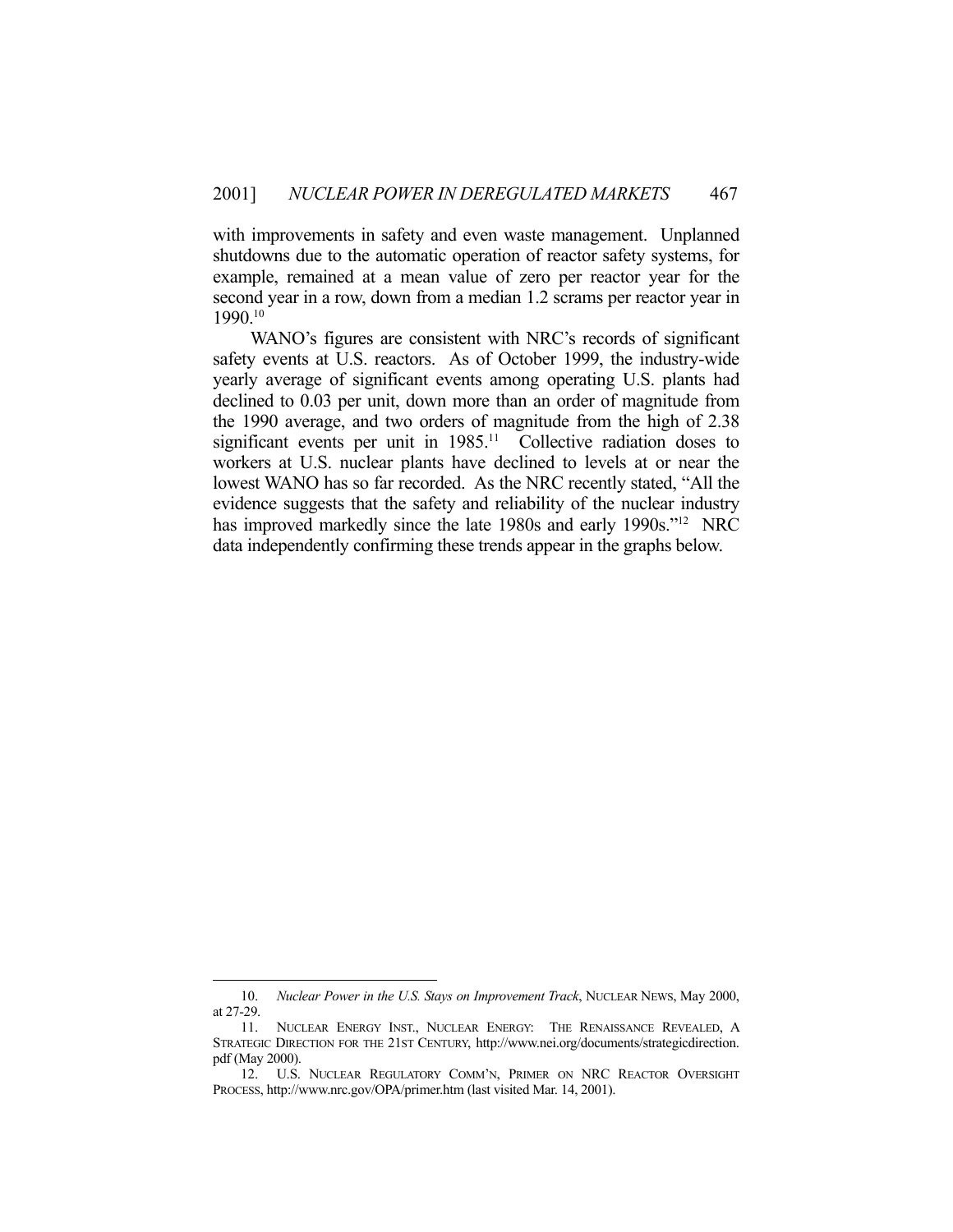with improvements in safety and even waste management. Unplanned shutdowns due to the automatic operation of reactor safety systems, for example, remained at a mean value of zero per reactor year for the second year in a row, down from a median 1.2 scrams per reactor year in 1990.[10]

WANO's figures are consistent with NRC's records of significant safety events at U.S. reactors. As of October 1999, the industry-wide yearly average of significant events among operating U.S. plants had declined to 0.03 per unit, down more than an order of magnitude from the 1990 average, and two orders of magnitude from the high of 2.38 significant events per unit in 1985.[11] Collective radiation doses to workers at U.S. nuclear plants have declined to levels at or near the lowest WANO has so far recorded. As the NRC recently stated, "All the evidence suggests that the safety and reliability of the nuclear industry has improved markedly since the late 1980s and early 1990s."[12] NRC data independently confirming these trends appear in the graphs below.

---

10. *Nuclear Power in the U.S. Stays on Improvement Track*, NUCLEAR NEWS, May 2000, at 27-29.

11. NUCLEAR ENERGY INST., NUCLEAR ENERGY: THE RENAISSANCE REVEALED, A STRATEGIC DIRECTION FOR THE 21ST CENTURY, http://www.nei.org/documents/strategicdirection.pdf (May 2000).

12. U.S. NUCLEAR REGULATORY COMM'N, PRIMER ON NRC REACTOR OVERSIGHT PROCESS, http://www.nrc.gov/OPA/primer.htm (last visited Mar. 14, 2001).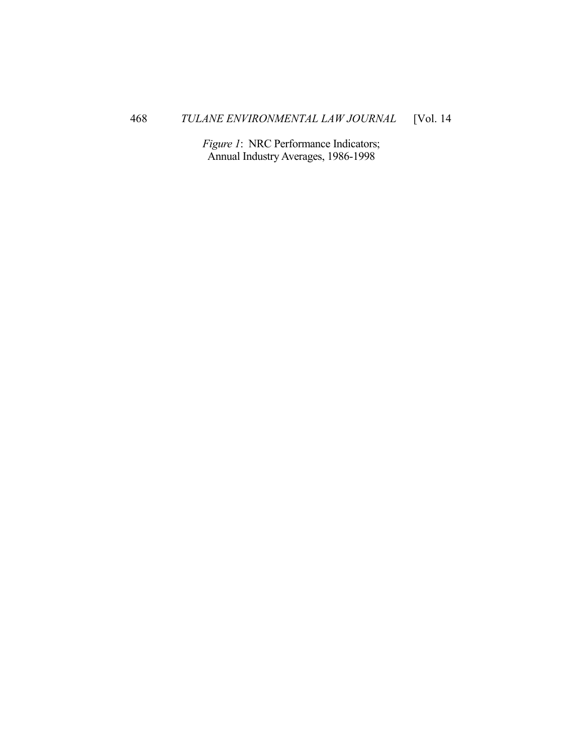*Figure 1*: NRC Performance Indicators;
Annual Industry Averages, 1986-1998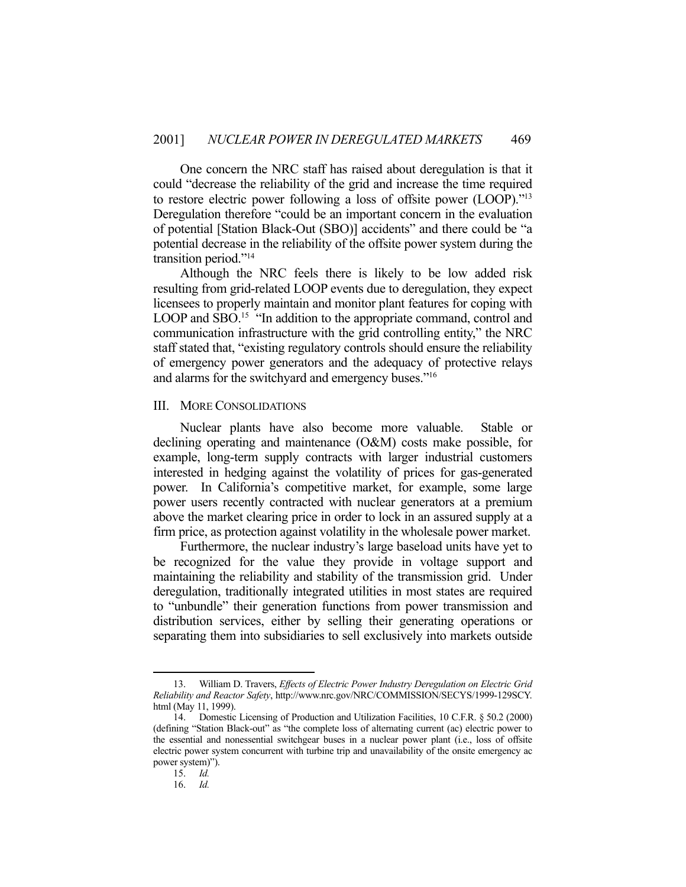One concern the NRC staff has raised about deregulation is that it could "decrease the reliability of the grid and increase the time required to restore electric power following a loss of offsite power (LOOP)."[13] Deregulation therefore "could be an important concern in the evaluation of potential [Station Black-Out (SBO)] accidents" and there could be "a potential decrease in the reliability of the offsite power system during the transition period."[14]

Although the NRC feels there is likely to be low added risk resulting from grid-related LOOP events due to deregulation, they expect licensees to properly maintain and monitor plant features for coping with LOOP and SBO.[15] "In addition to the appropriate command, control and communication infrastructure with the grid controlling entity," the NRC staff stated that, "existing regulatory controls should ensure the reliability of emergency power generators and the adequacy of protective relays and alarms for the switchyard and emergency buses."[16]

## III. MORE CONSOLIDATIONS

Nuclear plants have also become more valuable. Stable or declining operating and maintenance (O&M) costs make possible, for example, long-term supply contracts with larger industrial customers interested in hedging against the volatility of prices for gas-generated power. In California's competitive market, for example, some large power users recently contracted with nuclear generators at a premium above the market clearing price in order to lock in an assured supply at a firm price, as protection against volatility in the wholesale power market.

Furthermore, the nuclear industry's large baseload units have yet to be recognized for the value they provide in voltage support and maintaining the reliability and stability of the transmission grid. Under deregulation, traditionally integrated utilities in most states are required to "unbundle" their generation functions from power transmission and distribution services, either by selling their generating operations or separating them into subsidiaries to sell exclusively into markets outside

---

13. William D. Travers, *Effects of Electric Power Industry Deregulation on Electric Grid Reliability and Reactor Safety*, http://www.nrc.gov/NRC/COMMISSION/SECYS/1999-129SCY.html (May 11, 1999).

14. Domestic Licensing of Production and Utilization Facilities, 10 C.F.R. § 50.2 (2000) (defining "Station Black-out" as "the complete loss of alternating current (ac) electric power to the essential and nonessential switchgear buses in a nuclear power plant (i.e., loss of offsite electric power system concurrent with turbine trip and unavailability of the onsite emergency ac power system)").

15. *Id.*

16. *Id.*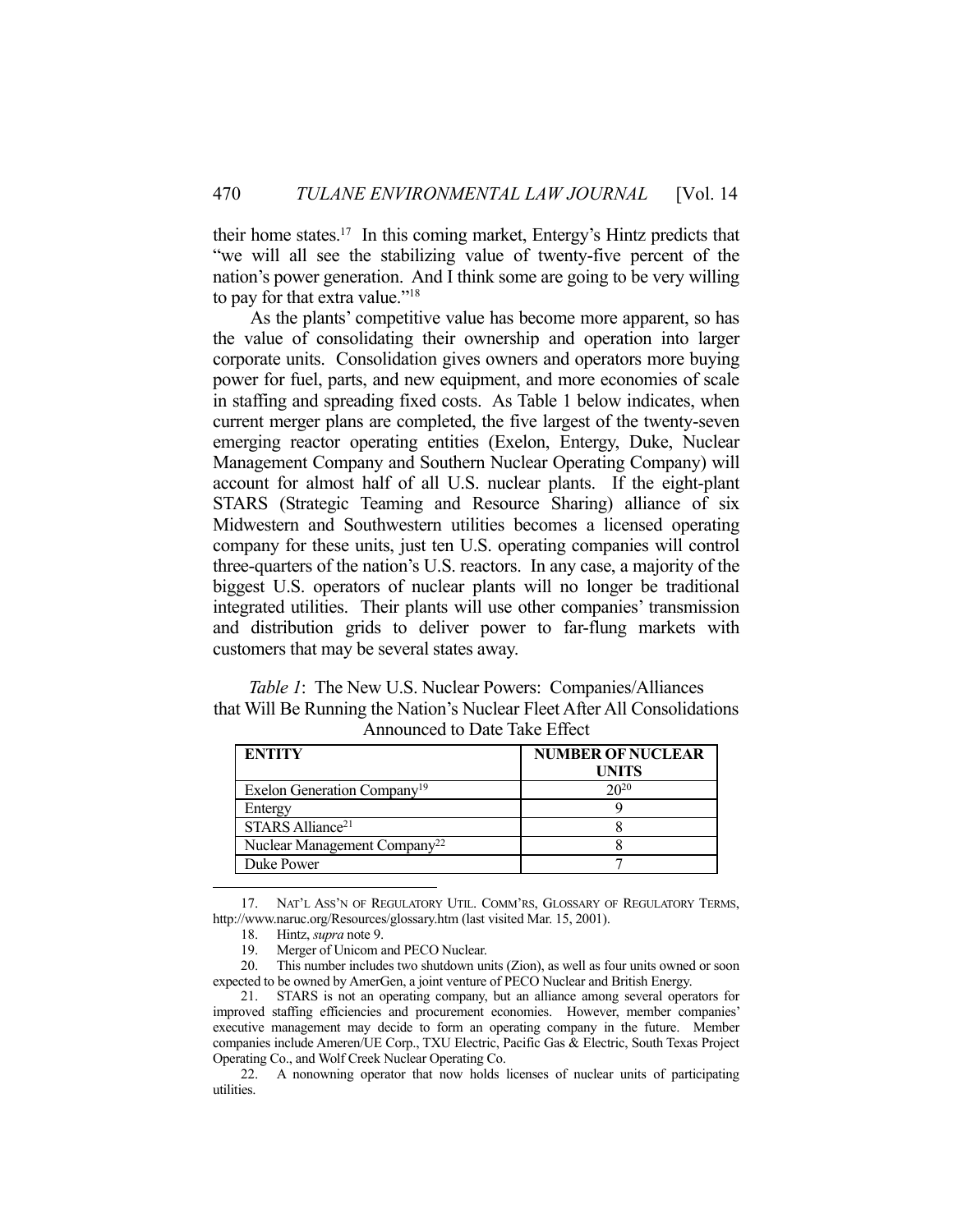their home states.[17] In this coming market, Entergy's Hintz predicts that "we will all see the stabilizing value of twenty-five percent of the nation's power generation. And I think some are going to be very willing to pay for that extra value."[18]

As the plants' competitive value has become more apparent, so has the value of consolidating their ownership and operation into larger corporate units. Consolidation gives owners and operators more buying power for fuel, parts, and new equipment, and more economies of scale in staffing and spreading fixed costs. As Table 1 below indicates, when current merger plans are completed, the five largest of the twenty-seven emerging reactor operating entities (Exelon, Entergy, Duke, Nuclear Management Company and Southern Nuclear Operating Company) will account for almost half of all U.S. nuclear plants. If the eight-plant STARS (Strategic Teaming and Resource Sharing) alliance of six Midwestern and Southwestern utilities becomes a licensed operating company for these units, just ten U.S. operating companies will control three-quarters of the nation's U.S. reactors. In any case, a majority of the biggest U.S. operators of nuclear plants will no longer be traditional integrated utilities. Their plants will use other companies' transmission and distribution grids to deliver power to far-flung markets with customers that may be several states away.

*Table 1*: The New U.S. Nuclear Powers: Companies/Alliances that Will Be Running the Nation's Nuclear Fleet After All Consolidations Announced to Date Take Effect

| ENTITY | NUMBER OF NUCLEAR UNITS |
|---|---|
| Exelon Generation Company[19] | 20[20] |
| Entergy | 9 |
| STARS Alliance[21] | 8 |
| Nuclear Management Company[22] | 8 |
| Duke Power | 7 |

17. NAT'L ASS'N OF REGULATORY UTIL. COMM'RS, GLOSSARY OF REGULATORY TERMS, http://www.naruc.org/Resources/glossary.htm (last visited Mar. 15, 2001).

18. Hintz, *supra* note 9.

19. Merger of Unicom and PECO Nuclear.

20. This number includes two shutdown units (Zion), as well as four units owned or soon expected to be owned by AmerGen, a joint venture of PECO Nuclear and British Energy.

21. STARS is not an operating company, but an alliance among several operators for improved staffing efficiencies and procurement economies. However, member companies' executive management may decide to form an operating company in the future. Member companies include Ameren/UE Corp., TXU Electric, Pacific Gas & Electric, South Texas Project Operating Co., and Wolf Creek Nuclear Operating Co.

22. A nonowning operator that now holds licenses of nuclear units of participating utilities.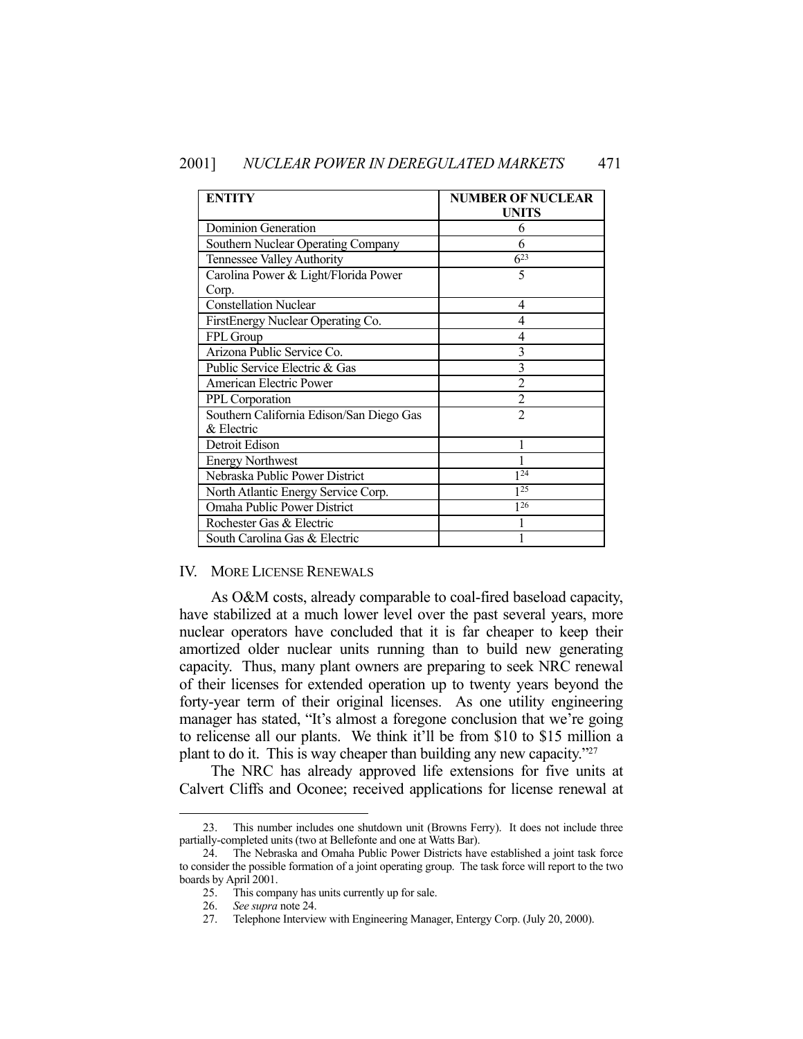| ENTITY | NUMBER OF NUCLEAR UNITS |
| --- | --- |
| Dominion Generation | 6 |
| Southern Nuclear Operating Company | 6 |
| Tennessee Valley Authority | 6[23] |
| Carolina Power & Light/Florida Power Corp. | 5 |
| Constellation Nuclear | 4 |
| FirstEnergy Nuclear Operating Co. | 4 |
| FPL Group | 4 |
| Arizona Public Service Co. | 3 |
| Public Service Electric & Gas | 3 |
| American Electric Power | 2 |
| PPL Corporation | 2 |
| Southern California Edison/San Diego Gas & Electric | 2 |
| Detroit Edison | 1 |
| Energy Northwest | 1 |
| Nebraska Public Power District | 1[24] |
| North Atlantic Energy Service Corp. | 1[25] |
| Omaha Public Power District | 1[26] |
| Rochester Gas & Electric | 1 |
| South Carolina Gas & Electric | 1 |

## IV. MORE LICENSE RENEWALS

As O&M costs, already comparable to coal-fired baseload capacity, have stabilized at a much lower level over the past several years, more nuclear operators have concluded that it is far cheaper to keep their amortized older nuclear units running than to build new generating capacity. Thus, many plant owners are preparing to seek NRC renewal of their licenses for extended operation up to twenty years beyond the forty-year term of their original licenses. As one utility engineering manager has stated, "It's almost a foregone conclusion that we're going to relicense all our plants. We think it'll be from $10 to $15 million a plant to do it. This is way cheaper than building any new capacity."[27]

The NRC has already approved life extensions for five units at Calvert Cliffs and Oconee; received applications for license renewal at

---

23. This number includes one shutdown unit (Browns Ferry). It does not include three partially-completed units (two at Bellefonte and one at Watts Bar).

24. The Nebraska and Omaha Public Power Districts have established a joint task force to consider the possible formation of a joint operating group. The task force will report to the two boards by April 2001.

25. This company has units currently up for sale.

26. *See supra* note 24.

27. Telephone Interview with Engineering Manager, Entergy Corp. (July 20, 2000).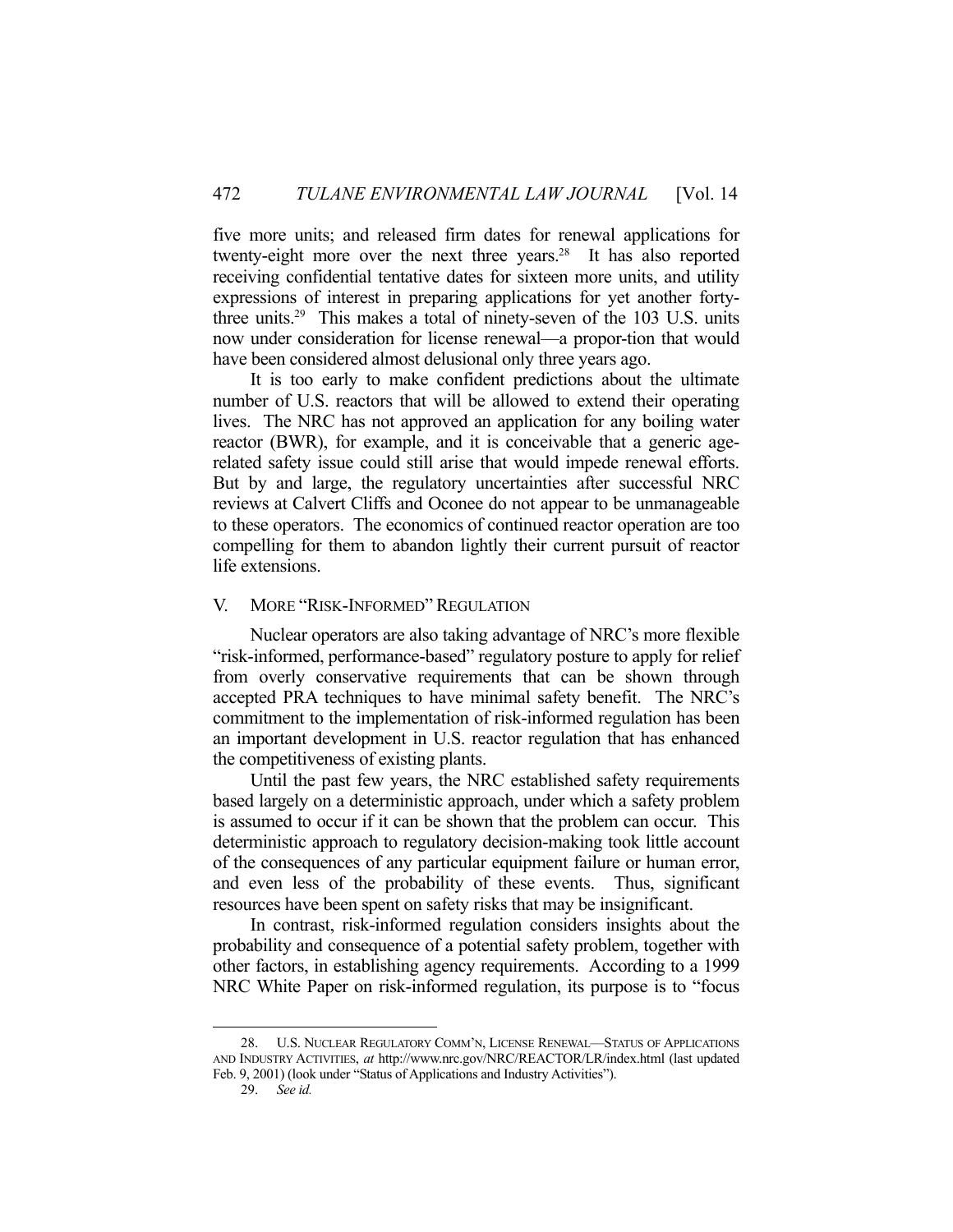five more units; and released firm dates for renewal applications for twenty-eight more over the next three years.[28] It has also reported receiving confidential tentative dates for sixteen more units, and utility expressions of interest in preparing applications for yet another forty-three units.[29] This makes a total of ninety-seven of the 103 U.S. units now under consideration for license renewal—a propor-tion that would have been considered almost delusional only three years ago.

It is too early to make confident predictions about the ultimate number of U.S. reactors that will be allowed to extend their operating lives. The NRC has not approved an application for any boiling water reactor (BWR), for example, and it is conceivable that a generic age-related safety issue could still arise that would impede renewal efforts. But by and large, the regulatory uncertainties after successful NRC reviews at Calvert Cliffs and Oconee do not appear to be unmanageable to these operators. The economics of continued reactor operation are too compelling for them to abandon lightly their current pursuit of reactor life extensions.

## V. MORE "RISK-INFORMED" REGULATION

Nuclear operators are also taking advantage of NRC's more flexible "risk-informed, performance-based" regulatory posture to apply for relief from overly conservative requirements that can be shown through accepted PRA techniques to have minimal safety benefit. The NRC's commitment to the implementation of risk-informed regulation has been an important development in U.S. reactor regulation that has enhanced the competitiveness of existing plants.

Until the past few years, the NRC established safety requirements based largely on a deterministic approach, under which a safety problem is assumed to occur if it can be shown that the problem can occur. This deterministic approach to regulatory decision-making took little account of the consequences of any particular equipment failure or human error, and even less of the probability of these events. Thus, significant resources have been spent on safety risks that may be insignificant.

In contrast, risk-informed regulation considers insights about the probability and consequence of a potential safety problem, together with other factors, in establishing agency requirements. According to a 1999 NRC White Paper on risk-informed regulation, its purpose is to "focus

---

28. U.S. NUCLEAR REGULATORY COMM'N, LICENSE RENEWAL—STATUS OF APPLICATIONS AND INDUSTRY ACTIVITIES, *at* http://www.nrc.gov/NRC/REACTOR/LR/index.html (last updated Feb. 9, 2001) (look under "Status of Applications and Industry Activities").

29. *See id.*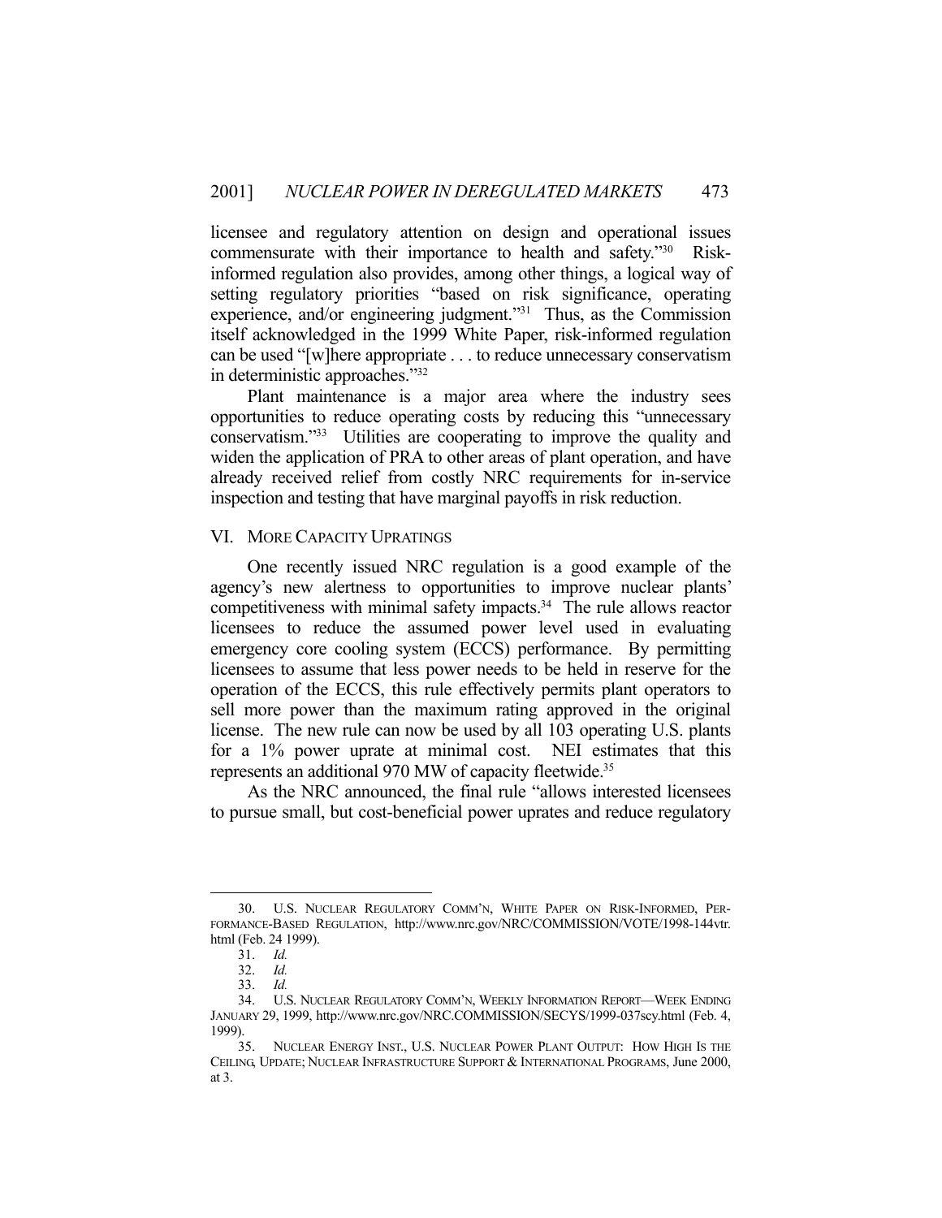licensee and regulatory attention on design and operational issues commensurate with their importance to health and safety."[30] Risk-informed regulation also provides, among other things, a logical way of setting regulatory priorities "based on risk significance, operating experience, and/or engineering judgment."[31] Thus, as the Commission itself acknowledged in the 1999 White Paper, risk-informed regulation can be used "[w]here appropriate . . . to reduce unnecessary conservatism in deterministic approaches."[32]

Plant maintenance is a major area where the industry sees opportunities to reduce operating costs by reducing this "unnecessary conservatism."[33] Utilities are cooperating to improve the quality and widen the application of PRA to other areas of plant operation, and have already received relief from costly NRC requirements for in-service inspection and testing that have marginal payoffs in risk reduction.

## VI. MORE CAPACITY UPRATINGS

One recently issued NRC regulation is a good example of the agency's new alertness to opportunities to improve nuclear plants' competitiveness with minimal safety impacts.[34] The rule allows reactor licensees to reduce the assumed power level used in evaluating emergency core cooling system (ECCS) performance. By permitting licensees to assume that less power needs to be held in reserve for the operation of the ECCS, this rule effectively permits plant operators to sell more power than the maximum rating approved in the original license. The new rule can now be used by all 103 operating U.S. plants for a 1% power uprate at minimal cost. NEI estimates that this represents an additional 970 MW of capacity fleetwide.[35]

As the NRC announced, the final rule "allows interested licensees to pursue small, but cost-beneficial power uprates and reduce regulatory

---

30. U.S. NUCLEAR REGULATORY COMM'N, WHITE PAPER ON RISK-INFORMED, PERFORMANCE-BASED REGULATION, http://www.nrc.gov/NRC/COMMISSION/VOTE/1998-144vtr.html (Feb. 24 1999).

31. *Id.*

32. *Id.*

33. *Id.*

34. U.S. NUCLEAR REGULATORY COMM'N, WEEKLY INFORMATION REPORT—WEEK ENDING JANUARY 29, 1999, http://www.nrc.gov/NRC.COMMISSION/SECYS/1999-037scy.html (Feb. 4, 1999).

35. NUCLEAR ENERGY INST., U.S. NUCLEAR POWER PLANT OUTPUT: HOW HIGH IS THE CEILING, UPDATE; NUCLEAR INFRASTRUCTURE SUPPORT & INTERNATIONAL PROGRAMS, June 2000, at 3.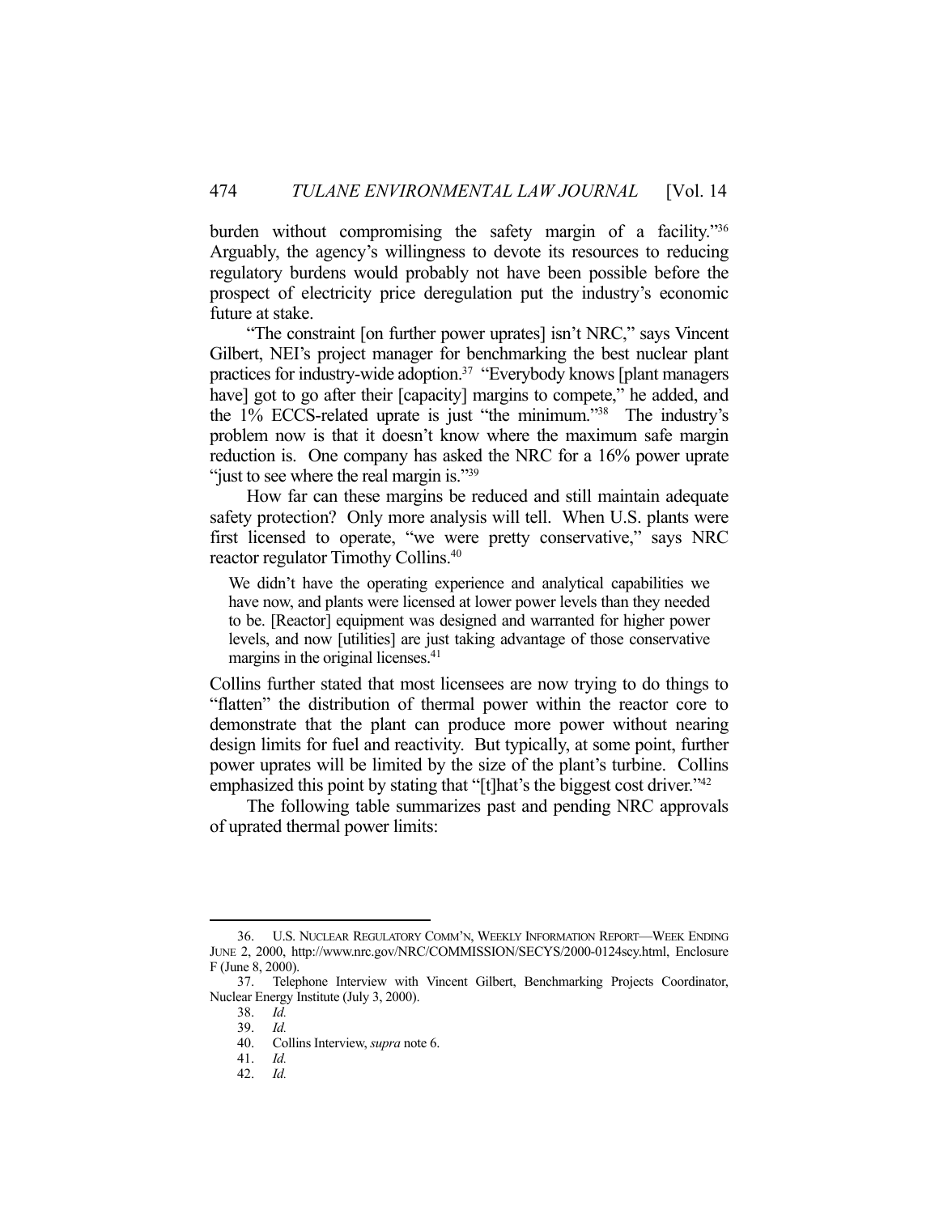burden without compromising the safety margin of a facility."[36] Arguably, the agency's willingness to devote its resources to reducing regulatory burdens would probably not have been possible before the prospect of electricity price deregulation put the industry's economic future at stake.

"The constraint [on further power uprates] isn't NRC," says Vincent Gilbert, NEI's project manager for benchmarking the best nuclear plant practices for industry-wide adoption.[37] "Everybody knows [plant managers have] got to go after their [capacity] margins to compete," he added, and the 1% ECCS-related uprate is just "the minimum."[38] The industry's problem now is that it doesn't know where the maximum safe margin reduction is. One company has asked the NRC for a 16% power uprate "just to see where the real margin is."[39]

How far can these margins be reduced and still maintain adequate safety protection? Only more analysis will tell. When U.S. plants were first licensed to operate, "we were pretty conservative," says NRC reactor regulator Timothy Collins.[40]

> We didn't have the operating experience and analytical capabilities we have now, and plants were licensed at lower power levels than they needed to be. [Reactor] equipment was designed and warranted for higher power levels, and now [utilities] are just taking advantage of those conservative margins in the original licenses.[41]

Collins further stated that most licensees are now trying to do things to "flatten" the distribution of thermal power within the reactor core to demonstrate that the plant can produce more power without nearing design limits for fuel and reactivity. But typically, at some point, further power uprates will be limited by the size of the plant's turbine. Collins emphasized this point by stating that "[t]hat's the biggest cost driver."[42]

The following table summarizes past and pending NRC approvals of uprated thermal power limits:

---

36. U.S. NUCLEAR REGULATORY COMM'N, WEEKLY INFORMATION REPORT—WEEK ENDING JUNE 2, 2000, http://www.nrc.gov/NRC/COMMISSION/SECYS/2000-0124scy.html, Enclosure F (June 8, 2000).

37. Telephone Interview with Vincent Gilbert, Benchmarking Projects Coordinator, Nuclear Energy Institute (July 3, 2000).

38. *Id.*

39. *Id.*

40. Collins Interview, *supra* note 6.

41. *Id.*

42. *Id.*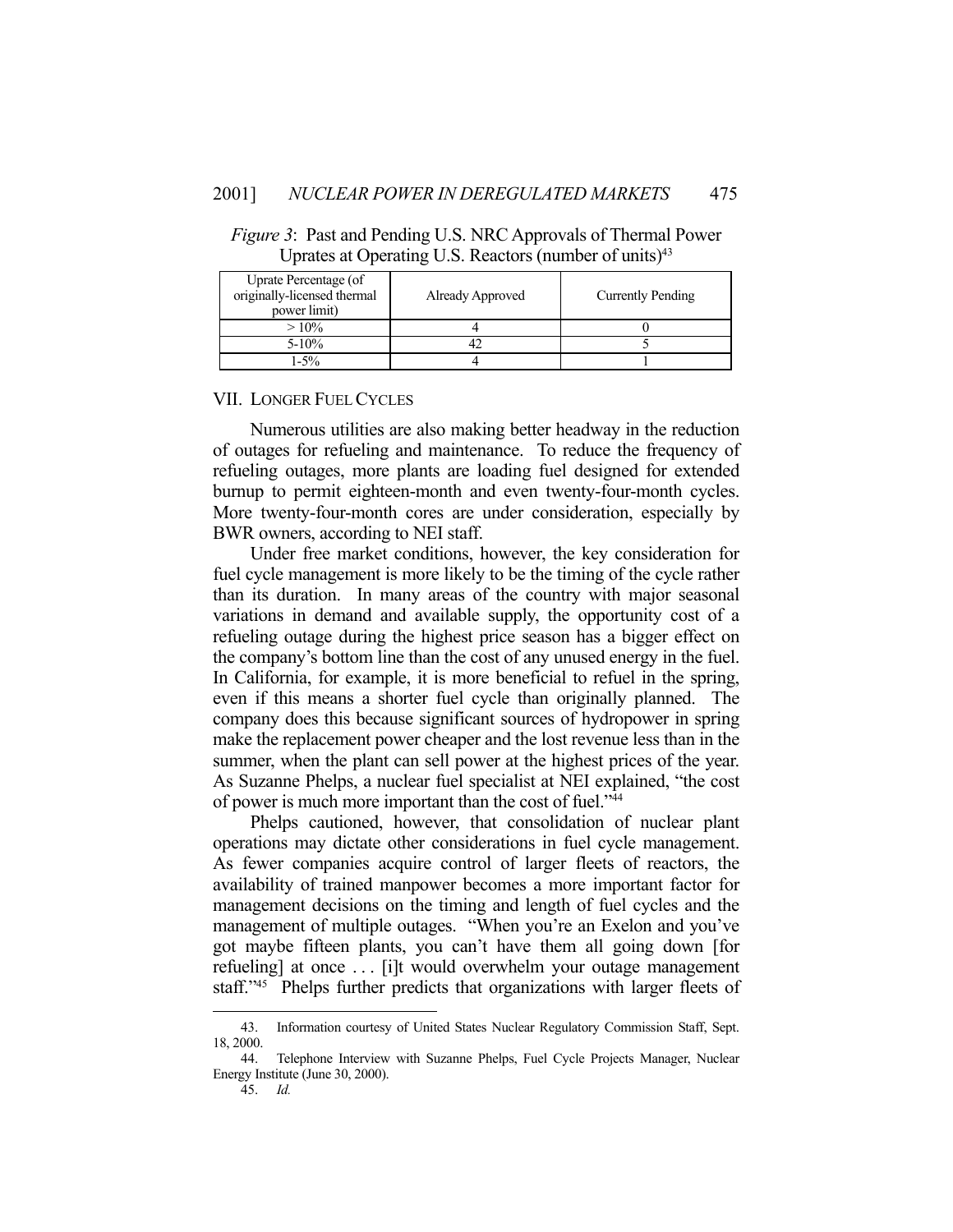*Figure 3*: Past and Pending U.S. NRC Approvals of Thermal Power Uprates at Operating U.S. Reactors (number of units)[43]

| Uprate Percentage (of originally-licensed thermal power limit) | Already Approved | Currently Pending |
|---|---|---|
| > 10% | 4 | 0 |
| 5-10% | 42 | 5 |
| 1-5% | 4 | 1 |

## VII. LONGER FUEL CYCLES

Numerous utilities are also making better headway in the reduction of outages for refueling and maintenance. To reduce the frequency of refueling outages, more plants are loading fuel designed for extended burnup to permit eighteen-month and even twenty-four-month cycles. More twenty-four-month cores are under consideration, especially by BWR owners, according to NEI staff.

Under free market conditions, however, the key consideration for fuel cycle management is more likely to be the timing of the cycle rather than its duration. In many areas of the country with major seasonal variations in demand and available supply, the opportunity cost of a refueling outage during the highest price season has a bigger effect on the company's bottom line than the cost of any unused energy in the fuel. In California, for example, it is more beneficial to refuel in the spring, even if this means a shorter fuel cycle than originally planned. The company does this because significant sources of hydropower in spring make the replacement power cheaper and the lost revenue less than in the summer, when the plant can sell power at the highest prices of the year. As Suzanne Phelps, a nuclear fuel specialist at NEI explained, "the cost of power is much more important than the cost of fuel."[44]

Phelps cautioned, however, that consolidation of nuclear plant operations may dictate other considerations in fuel cycle management. As fewer companies acquire control of larger fleets of reactors, the availability of trained manpower becomes a more important factor for management decisions on the timing and length of fuel cycles and the management of multiple outages. "When you're an Exelon and you've got maybe fifteen plants, you can't have them all going down [for refueling] at once . . . [i]t would overwhelm your outage management staff."[45] Phelps further predicts that organizations with larger fleets of

---

43. Information courtesy of United States Nuclear Regulatory Commission Staff, Sept. 18, 2000.

44. Telephone Interview with Suzanne Phelps, Fuel Cycle Projects Manager, Nuclear Energy Institute (June 30, 2000).

45. *Id.*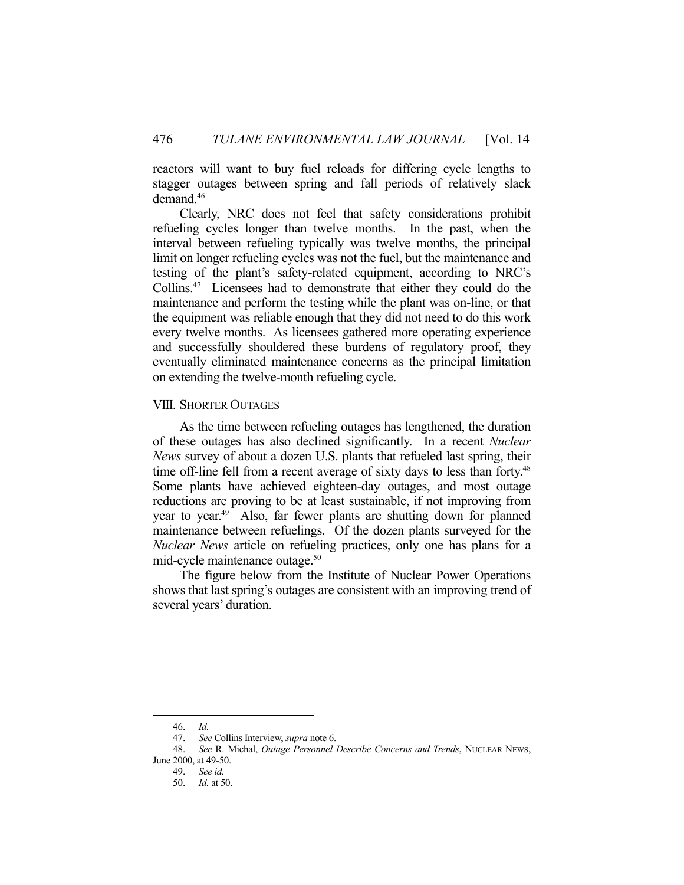reactors will want to buy fuel reloads for differing cycle lengths to stagger outages between spring and fall periods of relatively slack demand.[46]

Clearly, NRC does not feel that safety considerations prohibit refueling cycles longer than twelve months. In the past, when the interval between refueling typically was twelve months, the principal limit on longer refueling cycles was not the fuel, but the maintenance and testing of the plant's safety-related equipment, according to NRC's Collins.[47] Licensees had to demonstrate that either they could do the maintenance and perform the testing while the plant was on-line, or that the equipment was reliable enough that they did not need to do this work every twelve months. As licensees gathered more operating experience and successfully shouldered these burdens of regulatory proof, they eventually eliminated maintenance concerns as the principal limitation on extending the twelve-month refueling cycle.

## VIII. SHORTER OUTAGES

As the time between refueling outages has lengthened, the duration of these outages has also declined significantly. In a recent *Nuclear News* survey of about a dozen U.S. plants that refueled last spring, their time off-line fell from a recent average of sixty days to less than forty.[48] Some plants have achieved eighteen-day outages, and most outage reductions are proving to be at least sustainable, if not improving from year to year.[49] Also, far fewer plants are shutting down for planned maintenance between refuelings. Of the dozen plants surveyed for the *Nuclear News* article on refueling practices, only one has plans for a mid-cycle maintenance outage.[50]

The figure below from the Institute of Nuclear Power Operations shows that last spring's outages are consistent with an improving trend of several years' duration.

---

46. *Id.*

47. *See* Collins Interview, *supra* note 6.

48. *See* R. Michal, *Outage Personnel Describe Concerns and Trends*, NUCLEAR NEWS, June 2000, at 49-50.

49. *See id.*

50. *Id.* at 50.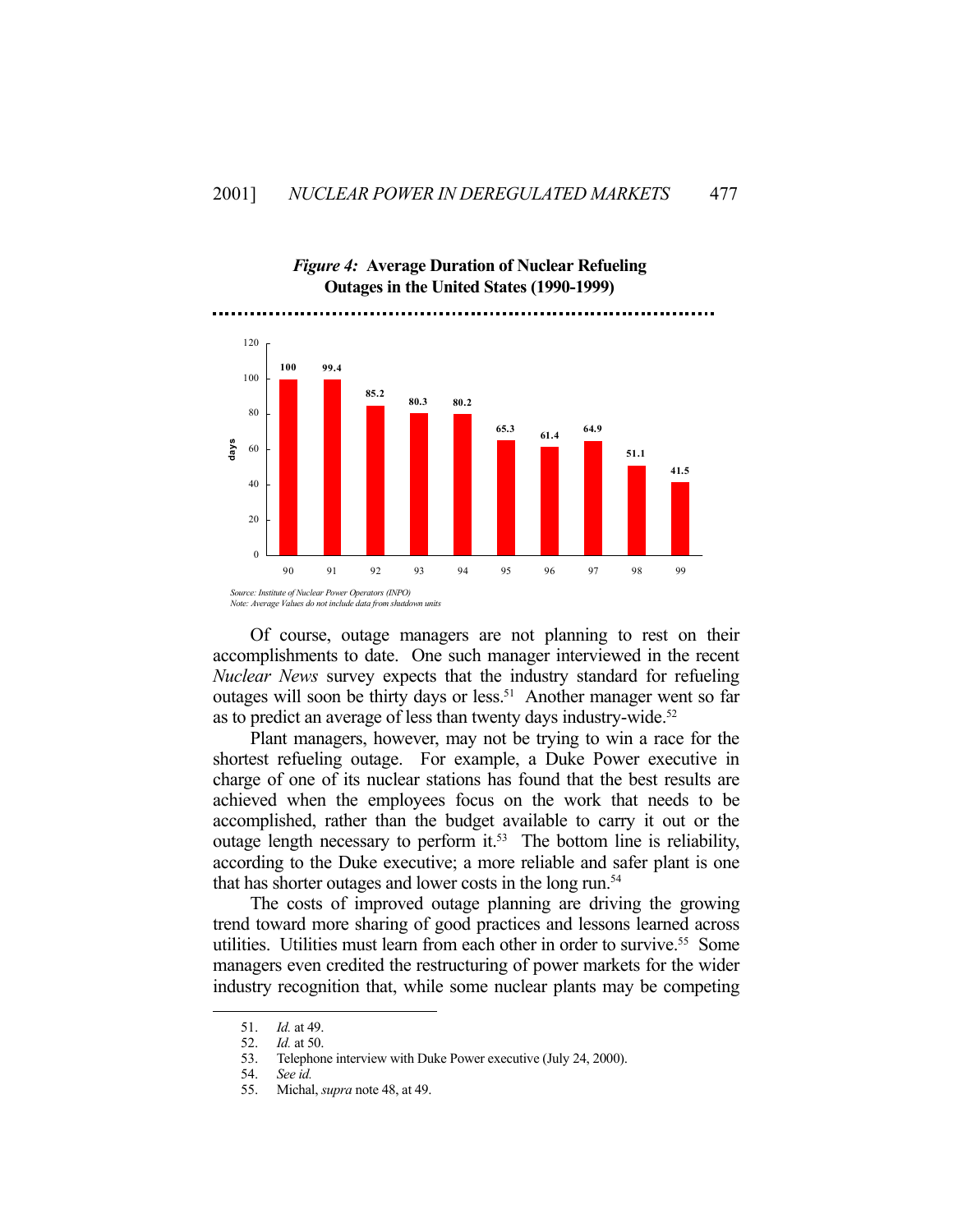*Figure 4:* **Average Duration of Nuclear Refueling Outages in the United States (1990-1999)**

| Year | 90 | 91 | 92 | 93 | 94 | 95 | 96 | 97 | 98 | 99 |
|---|---|---|---|---|---|---|---|---|---|---|
| days | 100 | 99.4 | 85.2 | 80.3 | 80.2 | 65.3 | 61.4 | 64.9 | 51.1 | 41.5 |

*Source: Institute of Nuclear Power Operators (INPO)*
*Note: Average Values do not include data from shutdown units*

Of course, outage managers are not planning to rest on their accomplishments to date. One such manager interviewed in the recent *Nuclear News* survey expects that the industry standard for refueling outages will soon be thirty days or less.[51] Another manager went so far as to predict an average of less than twenty days industry-wide.[52]

Plant managers, however, may not be trying to win a race for the shortest refueling outage. For example, a Duke Power executive in charge of one of its nuclear stations has found that the best results are achieved when the employees focus on the work that needs to be accomplished, rather than the budget available to carry it out or the outage length necessary to perform it.[53] The bottom line is reliability, according to the Duke executive; a more reliable and safer plant is one that has shorter outages and lower costs in the long run.[54]

The costs of improved outage planning are driving the growing trend toward more sharing of good practices and lessons learned across utilities. Utilities must learn from each other in order to survive.[55] Some managers even credited the restructuring of power markets for the wider industry recognition that, while some nuclear plants may be competing

---

51. *Id.* at 49.
52. *Id.* at 50.
53. Telephone interview with Duke Power executive (July 24, 2000).
54. *See id.*
55. Michal, *supra* note 48, at 49.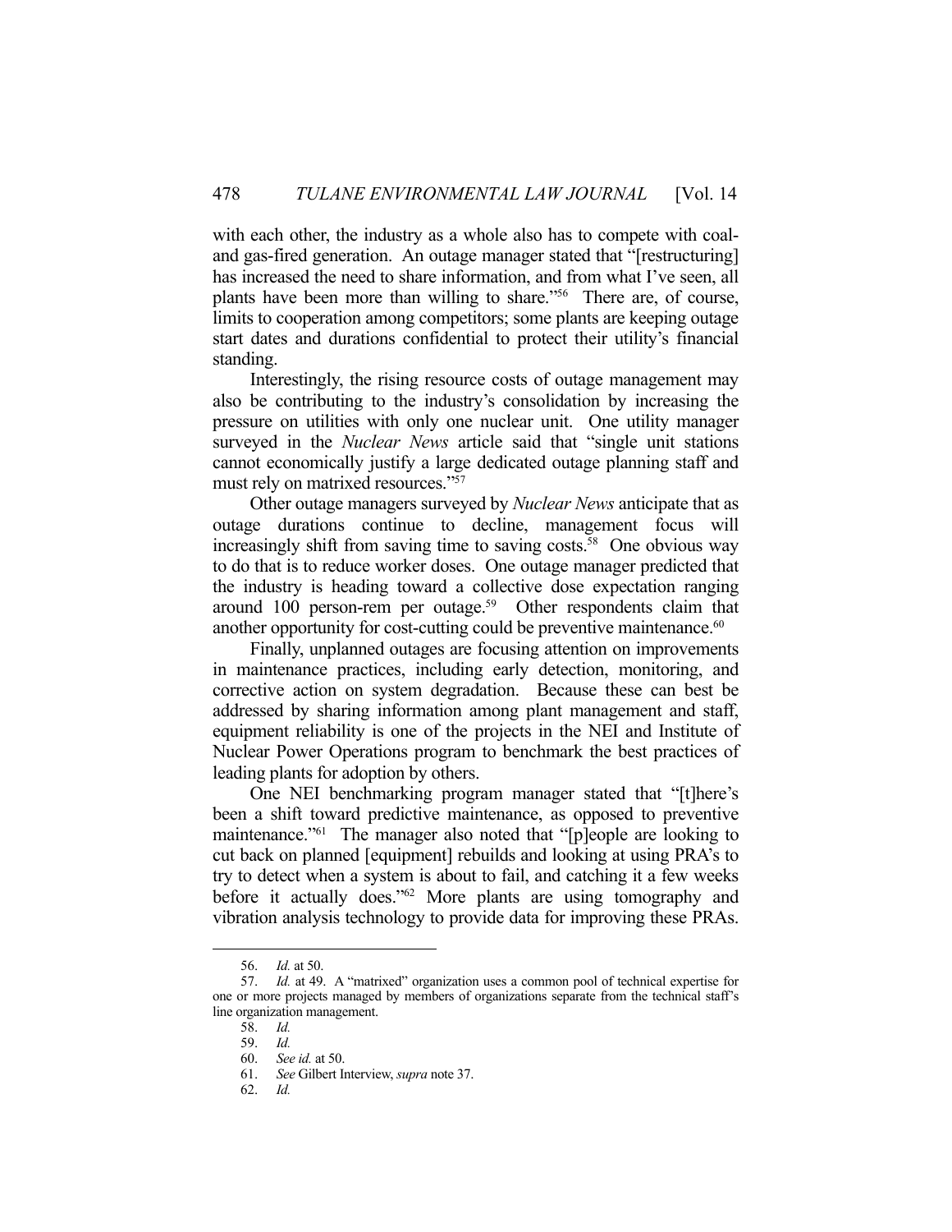with each other, the industry as a whole also has to compete with coal- and gas-fired generation. An outage manager stated that "[restructuring] has increased the need to share information, and from what I've seen, all plants have been more than willing to share."[56] There are, of course, limits to cooperation among competitors; some plants are keeping outage start dates and durations confidential to protect their utility's financial standing.

Interestingly, the rising resource costs of outage management may also be contributing to the industry's consolidation by increasing the pressure on utilities with only one nuclear unit. One utility manager surveyed in the *Nuclear News* article said that "single unit stations cannot economically justify a large dedicated outage planning staff and must rely on matrixed resources."[57]

Other outage managers surveyed by *Nuclear News* anticipate that as outage durations continue to decline, management focus will increasingly shift from saving time to saving costs.[58] One obvious way to do that is to reduce worker doses. One outage manager predicted that the industry is heading toward a collective dose expectation ranging around 100 person-rem per outage.[59] Other respondents claim that another opportunity for cost-cutting could be preventive maintenance.[60]

Finally, unplanned outages are focusing attention on improvements in maintenance practices, including early detection, monitoring, and corrective action on system degradation. Because these can best be addressed by sharing information among plant management and staff, equipment reliability is one of the projects in the NEI and Institute of Nuclear Power Operations program to benchmark the best practices of leading plants for adoption by others.

One NEI benchmarking program manager stated that "[t]here's been a shift toward predictive maintenance, as opposed to preventive maintenance."[61] The manager also noted that "[p]eople are looking to cut back on planned [equipment] rebuilds and looking at using PRA's to try to detect when a system is about to fail, and catching it a few weeks before it actually does."[62] More plants are using tomography and vibration analysis technology to provide data for improving these PRAs.

---

56. *Id.* at 50.

57. *Id.* at 49. A "matrixed" organization uses a common pool of technical expertise for one or more projects managed by members of organizations separate from the technical staff's line organization management.

58. *Id.*

59. *Id.*

60. *See id.* at 50.

61. *See* Gilbert Interview, *supra* note 37.

62. *Id.*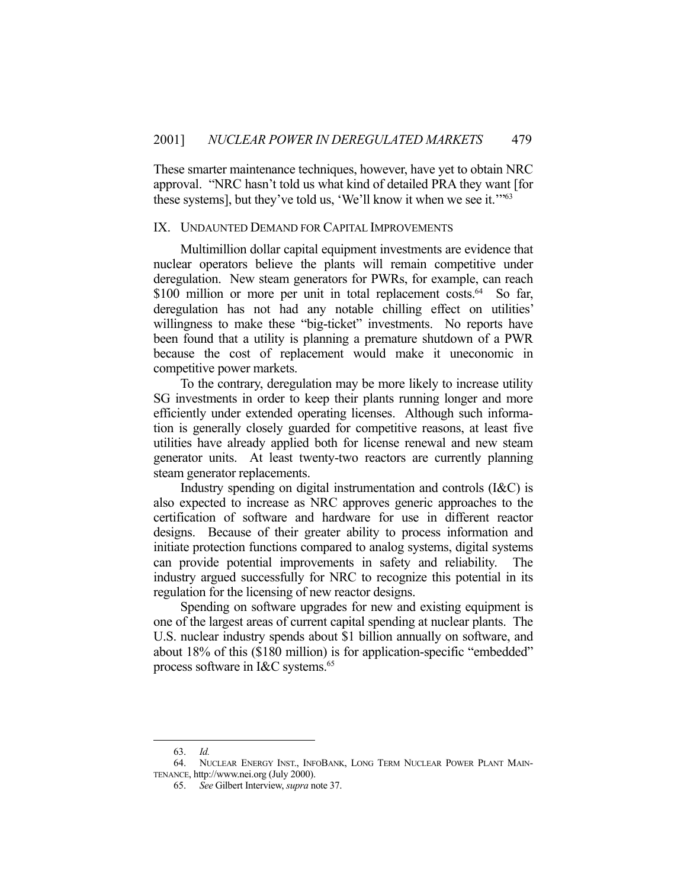These smarter maintenance techniques, however, have yet to obtain NRC approval. "NRC hasn't told us what kind of detailed PRA they want [for these systems], but they've told us, 'We'll know it when we see it.'"[63]

## IX. UNDAUNTED DEMAND FOR CAPITAL IMPROVEMENTS

Multimillion dollar capital equipment investments are evidence that nuclear operators believe the plants will remain competitive under deregulation. New steam generators for PWRs, for example, can reach $100 million or more per unit in total replacement costs.[64] So far, deregulation has not had any notable chilling effect on utilities' willingness to make these "big-ticket" investments. No reports have been found that a utility is planning a premature shutdown of a PWR because the cost of replacement would make it uneconomic in competitive power markets.

To the contrary, deregulation may be more likely to increase utility SG investments in order to keep their plants running longer and more efficiently under extended operating licenses. Although such information is generally closely guarded for competitive reasons, at least five utilities have already applied both for license renewal and new steam generator units. At least twenty-two reactors are currently planning steam generator replacements.

Industry spending on digital instrumentation and controls (I&C) is also expected to increase as NRC approves generic approaches to the certification of software and hardware for use in different reactor designs. Because of their greater ability to process information and initiate protection functions compared to analog systems, digital systems can provide potential improvements in safety and reliability. The industry argued successfully for NRC to recognize this potential in its regulation for the licensing of new reactor designs.

Spending on software upgrades for new and existing equipment is one of the largest areas of current capital spending at nuclear plants. The U.S. nuclear industry spends about $1 billion annually on software, and about 18% of this ($180 million) is for application-specific "embedded" process software in I&C systems.[65]

---

63. *Id.*

64. NUCLEAR ENERGY INST., INFOBANK, LONG TERM NUCLEAR POWER PLANT MAINTENANCE, http://www.nei.org (July 2000).

65. *See* Gilbert Interview, *supra* note 37.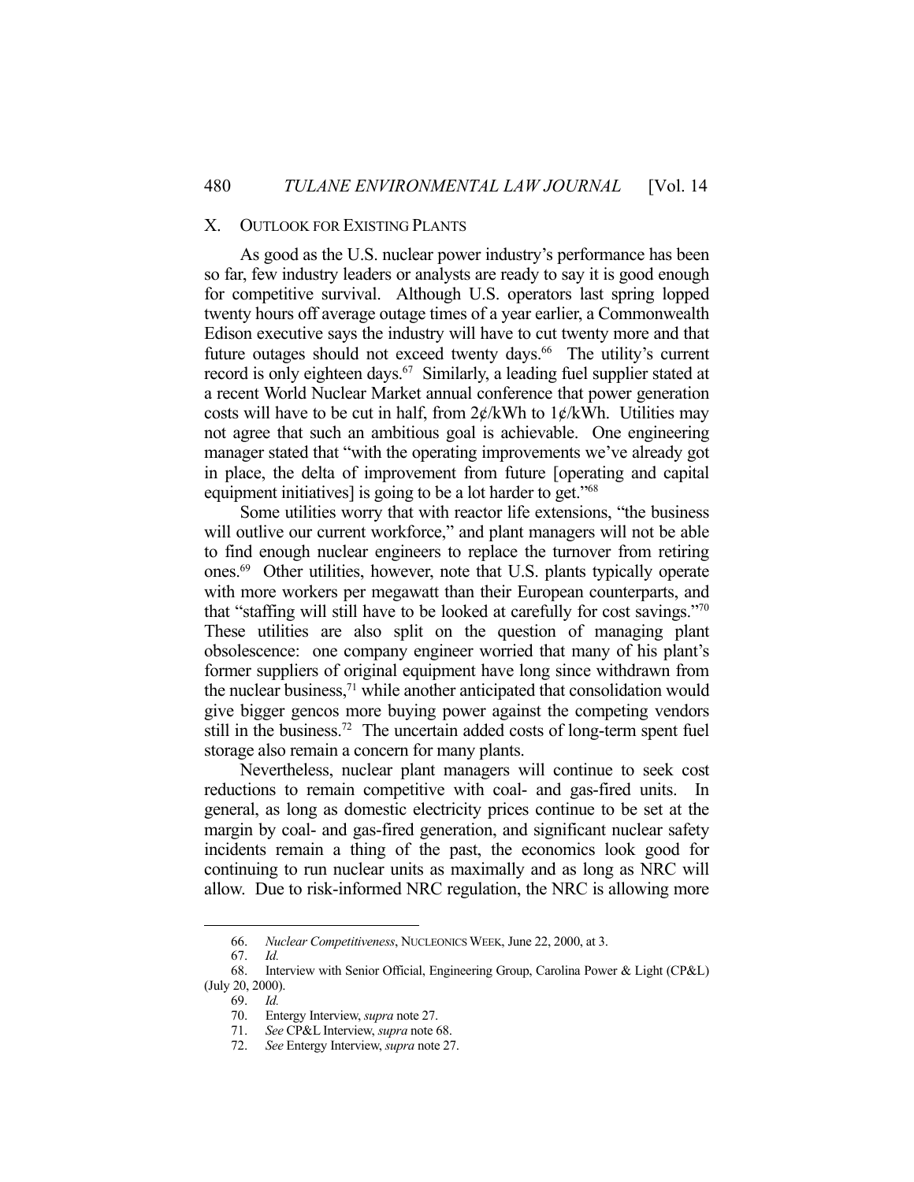## X. Outlook for Existing Plants

As good as the U.S. nuclear power industry's performance has been so far, few industry leaders or analysts are ready to say it is good enough for competitive survival. Although U.S. operators last spring lopped twenty hours off average outage times of a year earlier, a Commonwealth Edison executive says the industry will have to cut twenty more and that future outages should not exceed twenty days.[66] The utility's current record is only eighteen days.[67] Similarly, a leading fuel supplier stated at a recent World Nuclear Market annual conference that power generation costs will have to be cut in half, from 2¢/kWh to 1¢/kWh. Utilities may not agree that such an ambitious goal is achievable. One engineering manager stated that "with the operating improvements we've already got in place, the delta of improvement from future [operating and capital equipment initiatives] is going to be a lot harder to get."[68]

Some utilities worry that with reactor life extensions, "the business will outlive our current workforce," and plant managers will not be able to find enough nuclear engineers to replace the turnover from retiring ones.[69] Other utilities, however, note that U.S. plants typically operate with more workers per megawatt than their European counterparts, and that "staffing will still have to be looked at carefully for cost savings."[70] These utilities are also split on the question of managing plant obsolescence: one company engineer worried that many of his plant's former suppliers of original equipment have long since withdrawn from the nuclear business,[71] while another anticipated that consolidation would give bigger gencos more buying power against the competing vendors still in the business.[72] The uncertain added costs of long-term spent fuel storage also remain a concern for many plants.

Nevertheless, nuclear plant managers will continue to seek cost reductions to remain competitive with coal- and gas-fired units. In general, as long as domestic electricity prices continue to be set at the margin by coal- and gas-fired generation, and significant nuclear safety incidents remain a thing of the past, the economics look good for continuing to run nuclear units as maximally and as long as NRC will allow. Due to risk-informed NRC regulation, the NRC is allowing more

---

66. *Nuclear Competitiveness*, NUCLEONICS WEEK, June 22, 2000, at 3.

67. *Id.*

68. Interview with Senior Official, Engineering Group, Carolina Power & Light (CP&L) (July 20, 2000).

69. *Id.*

70. Entergy Interview, *supra* note 27.

71. *See* CP&L Interview, *supra* note 68.

72. *See* Entergy Interview, *supra* note 27.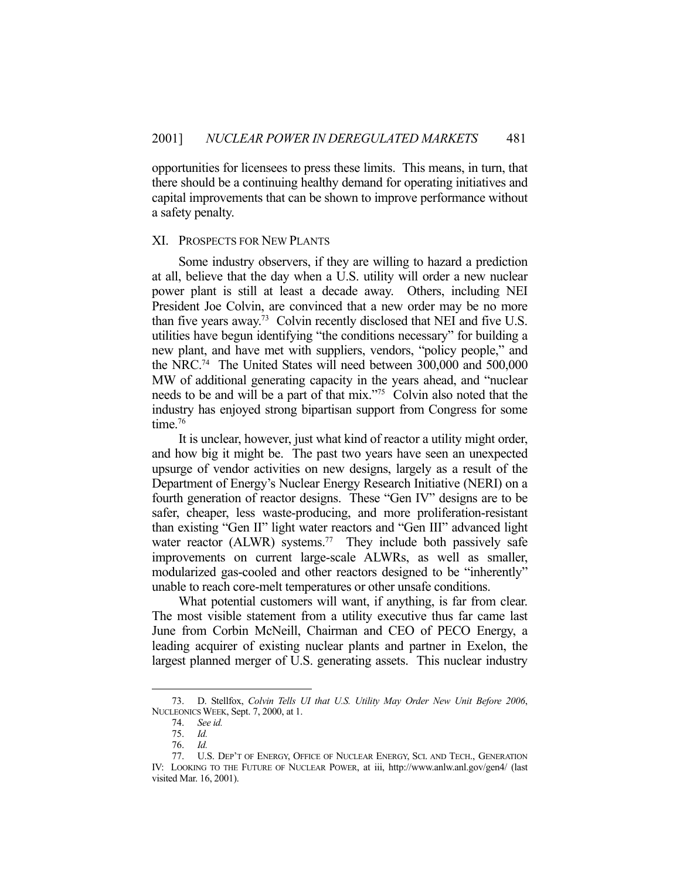opportunities for licensees to press these limits. This means, in turn, that there should be a continuing healthy demand for operating initiatives and capital improvements that can be shown to improve performance without a safety penalty.

## XI. PROSPECTS FOR NEW PLANTS

Some industry observers, if they are willing to hazard a prediction at all, believe that the day when a U.S. utility will order a new nuclear power plant is still at least a decade away. Others, including NEI President Joe Colvin, are convinced that a new order may be no more than five years away.[73] Colvin recently disclosed that NEI and five U.S. utilities have begun identifying "the conditions necessary" for building a new plant, and have met with suppliers, vendors, "policy people," and the NRC.[74] The United States will need between 300,000 and 500,000 MW of additional generating capacity in the years ahead, and "nuclear needs to be and will be a part of that mix."[75] Colvin also noted that the industry has enjoyed strong bipartisan support from Congress for some time.[76]

It is unclear, however, just what kind of reactor a utility might order, and how big it might be. The past two years have seen an unexpected upsurge of vendor activities on new designs, largely as a result of the Department of Energy's Nuclear Energy Research Initiative (NERI) on a fourth generation of reactor designs. These "Gen IV" designs are to be safer, cheaper, less waste-producing, and more proliferation-resistant than existing "Gen II" light water reactors and "Gen III" advanced light water reactor (ALWR) systems.[77] They include both passively safe improvements on current large-scale ALWRs, as well as smaller, modularized gas-cooled and other reactors designed to be "inherently" unable to reach core-melt temperatures or other unsafe conditions.

What potential customers will want, if anything, is far from clear. The most visible statement from a utility executive thus far came last June from Corbin McNeill, Chairman and CEO of PECO Energy, a leading acquirer of existing nuclear plants and partner in Exelon, the largest planned merger of U.S. generating assets. This nuclear industry

---

73. D. Stellfox, *Colvin Tells UI that U.S. Utility May Order New Unit Before 2006*, NUCLEONICS WEEK, Sept. 7, 2000, at 1.

74. *See id.*

75. *Id.*

76. *Id.*

77. U.S. DEP'T OF ENERGY, OFFICE OF NUCLEAR ENERGY, SCI. AND TECH., GENERATION IV: LOOKING TO THE FUTURE OF NUCLEAR POWER, at iii, http://www.anlw.anl.gov/gen4/ (last visited Mar. 16, 2001).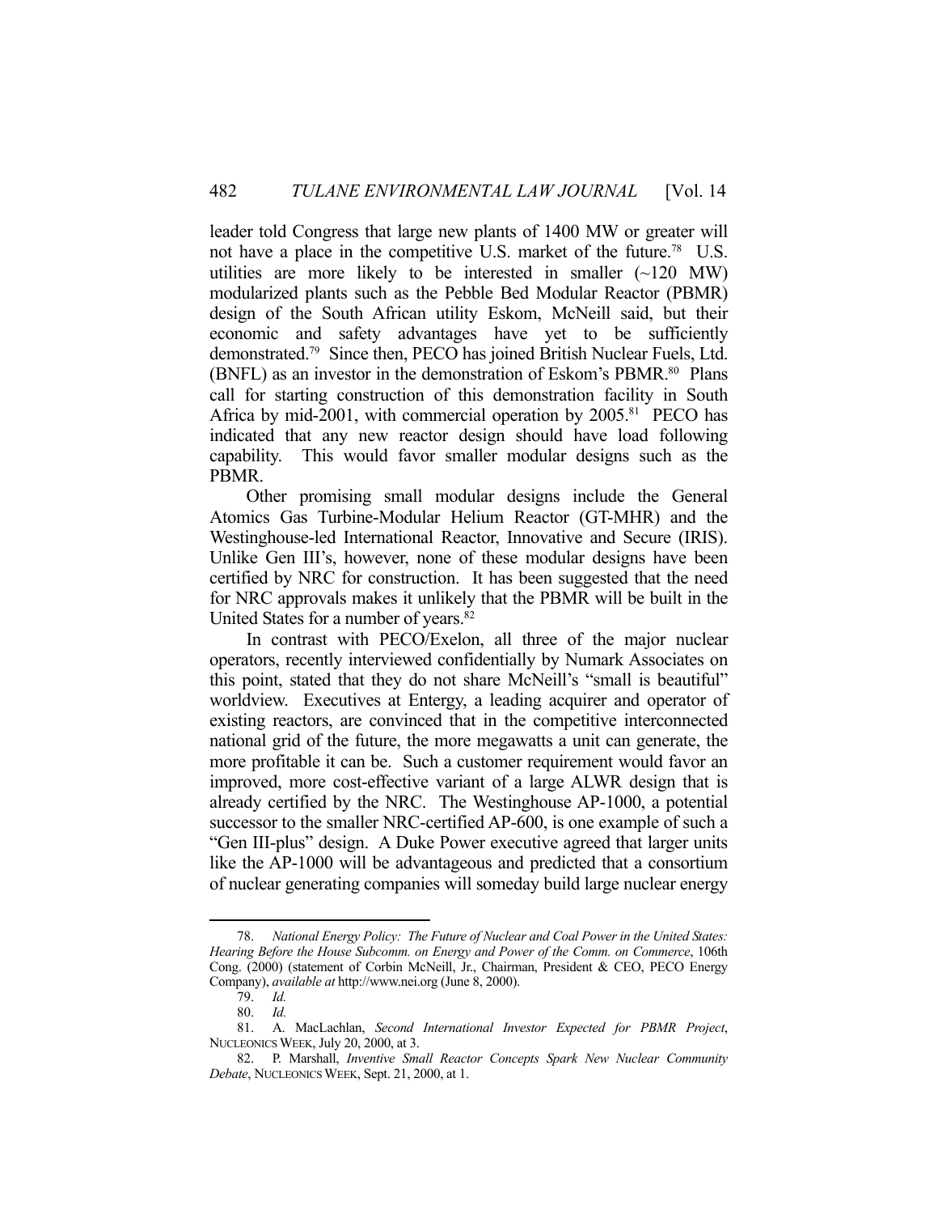leader told Congress that large new plants of 1400 MW or greater will not have a place in the competitive U.S. market of the future.[78] U.S. utilities are more likely to be interested in smaller (~120 MW) modularized plants such as the Pebble Bed Modular Reactor (PBMR) design of the South African utility Eskom, McNeill said, but their economic and safety advantages have yet to be sufficiently demonstrated.[79] Since then, PECO has joined British Nuclear Fuels, Ltd. (BNFL) as an investor in the demonstration of Eskom's PBMR.[80] Plans call for starting construction of this demonstration facility in South Africa by mid-2001, with commercial operation by 2005.[81] PECO has indicated that any new reactor design should have load following capability. This would favor smaller modular designs such as the PBMR.

Other promising small modular designs include the General Atomics Gas Turbine-Modular Helium Reactor (GT-MHR) and the Westinghouse-led International Reactor, Innovative and Secure (IRIS). Unlike Gen III's, however, none of these modular designs have been certified by NRC for construction. It has been suggested that the need for NRC approvals makes it unlikely that the PBMR will be built in the United States for a number of years.[82]

In contrast with PECO/Exelon, all three of the major nuclear operators, recently interviewed confidentially by Numark Associates on this point, stated that they do not share McNeill's "small is beautiful" worldview. Executives at Entergy, a leading acquirer and operator of existing reactors, are convinced that in the competitive interconnected national grid of the future, the more megawatts a unit can generate, the more profitable it can be. Such a customer requirement would favor an improved, more cost-effective variant of a large ALWR design that is already certified by the NRC. The Westinghouse AP-1000, a potential successor to the smaller NRC-certified AP-600, is one example of such a "Gen III-plus" design. A Duke Power executive agreed that larger units like the AP-1000 will be advantageous and predicted that a consortium of nuclear generating companies will someday build large nuclear energy

---

78. *National Energy Policy: The Future of Nuclear and Coal Power in the United States: Hearing Before the House Subcomm. on Energy and Power of the Comm. on Commerce*, 106th Cong. (2000) (statement of Corbin McNeill, Jr., Chairman, President & CEO, PECO Energy Company), *available at* http://www.nei.org (June 8, 2000).

79. *Id.*

80. *Id.*

81. A. MacLachlan, *Second International Investor Expected for PBMR Project*, NUCLEONICS WEEK, July 20, 2000, at 3.

82. P. Marshall, *Inventive Small Reactor Concepts Spark New Nuclear Community Debate*, NUCLEONICS WEEK, Sept. 21, 2000, at 1.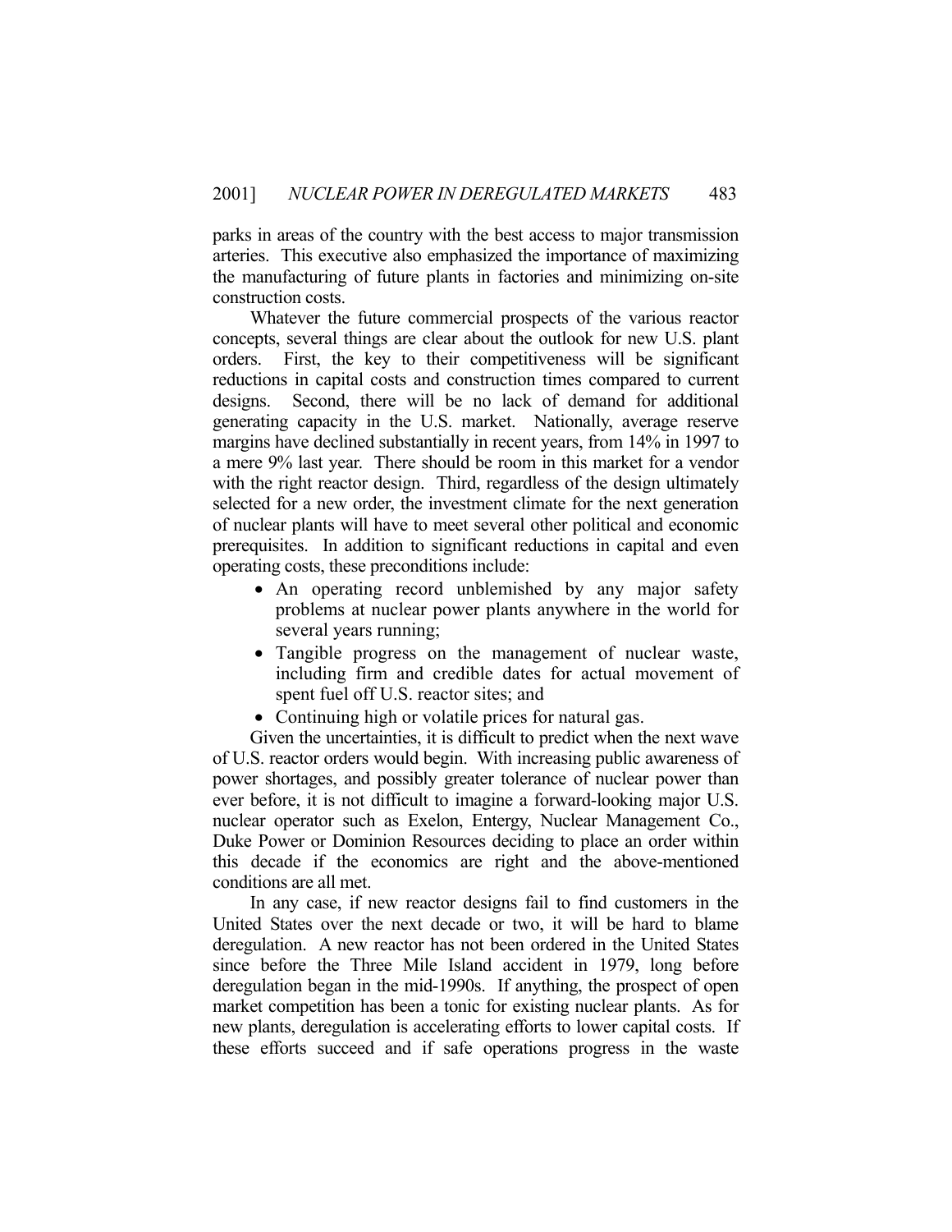parks in areas of the country with the best access to major transmission arteries. This executive also emphasized the importance of maximizing the manufacturing of future plants in factories and minimizing on-site construction costs.

Whatever the future commercial prospects of the various reactor concepts, several things are clear about the outlook for new U.S. plant orders. First, the key to their competitiveness will be significant reductions in capital costs and construction times compared to current designs. Second, there will be no lack of demand for additional generating capacity in the U.S. market. Nationally, average reserve margins have declined substantially in recent years, from 14% in 1997 to a mere 9% last year. There should be room in this market for a vendor with the right reactor design. Third, regardless of the design ultimately selected for a new order, the investment climate for the next generation of nuclear plants will have to meet several other political and economic prerequisites. In addition to significant reductions in capital and even operating costs, these preconditions include:

- An operating record unblemished by any major safety problems at nuclear power plants anywhere in the world for several years running;
- Tangible progress on the management of nuclear waste, including firm and credible dates for actual movement of spent fuel off U.S. reactor sites; and
- Continuing high or volatile prices for natural gas.

Given the uncertainties, it is difficult to predict when the next wave of U.S. reactor orders would begin. With increasing public awareness of power shortages, and possibly greater tolerance of nuclear power than ever before, it is not difficult to imagine a forward-looking major U.S. nuclear operator such as Exelon, Entergy, Nuclear Management Co., Duke Power or Dominion Resources deciding to place an order within this decade if the economics are right and the above-mentioned conditions are all met.

In any case, if new reactor designs fail to find customers in the United States over the next decade or two, it will be hard to blame deregulation. A new reactor has not been ordered in the United States since before the Three Mile Island accident in 1979, long before deregulation began in the mid-1990s. If anything, the prospect of open market competition has been a tonic for existing nuclear plants. As for new plants, deregulation is accelerating efforts to lower capital costs. If these efforts succeed and if safe operations progress in the waste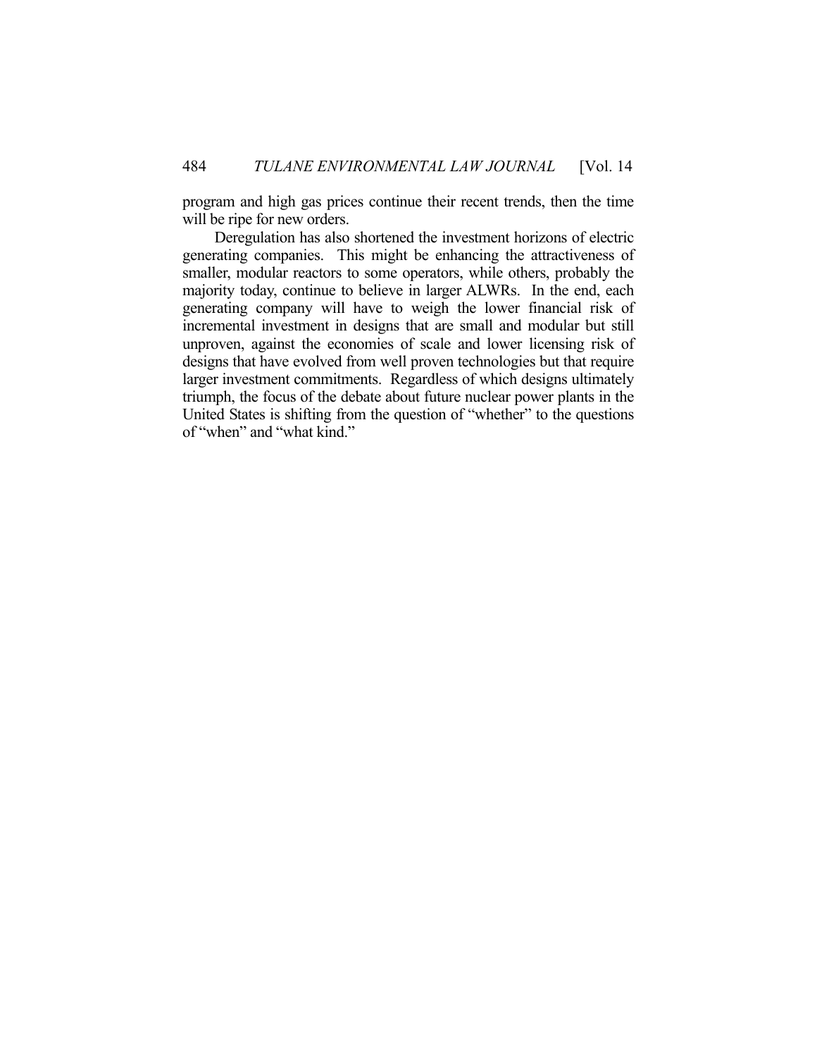program and high gas prices continue their recent trends, then the time will be ripe for new orders.

Deregulation has also shortened the investment horizons of electric generating companies. This might be enhancing the attractiveness of smaller, modular reactors to some operators, while others, probably the majority today, continue to believe in larger ALWRs. In the end, each generating company will have to weigh the lower financial risk of incremental investment in designs that are small and modular but still unproven, against the economies of scale and lower licensing risk of designs that have evolved from well proven technologies but that require larger investment commitments. Regardless of which designs ultimately triumph, the focus of the debate about future nuclear power plants in the United States is shifting from the question of "whether" to the questions of "when" and "what kind."